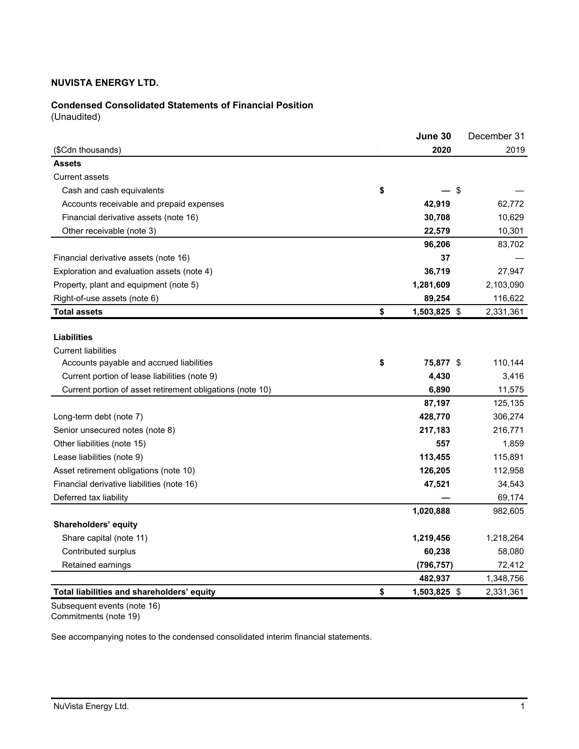**NUVISTA ENERGY LTD.**

**Condensed Consolidated Statements of Financial Position**
(Unaudited)

| ($Cdn thousands) | June 30 2020 | December 31 2019 |
|---|---|---|
| **Assets** | | |
| Current assets | | |
| Cash and cash equivalents | $ — | $ — |
| Accounts receivable and prepaid expenses | 42,919 | 62,772 |
| Financial derivative assets (note 16) | 30,708 | 10,629 |
| Other receivable (note 3) | 22,579 | 10,301 |
| | 96,206 | 83,702 |
| Financial derivative assets (note 16) | 37 | — |
| Exploration and evaluation assets (note 4) | 36,719 | 27,947 |
| Property, plant and equipment (note 5) | 1,281,609 | 2,103,090 |
| Right-of-use assets (note 6) | 89,254 | 116,622 |
| **Total assets** | $ 1,503,825 | $ 2,331,361 |
| | | |
| **Liabilities** | | |
| Current liabilities | | |
| Accounts payable and accrued liabilities | $ 75,877 | $ 110,144 |
| Current portion of lease liabilities (note 9) | 4,430 | 3,416 |
| Current portion of asset retirement obligations (note 10) | 6,890 | 11,575 |
| | 87,197 | 125,135 |
| Long-term debt (note 7) | 428,770 | 306,274 |
| Senior unsecured notes (note 8) | 217,183 | 216,771 |
| Other liabilities (note 15) | 557 | 1,859 |
| Lease liabilities (note 9) | 113,455 | 115,891 |
| Asset retirement obligations (note 10) | 126,205 | 112,958 |
| Financial derivative liabilities (note 16) | 47,521 | 34,543 |
| Deferred tax liability | — | 69,174 |
| | 1,020,888 | 982,605 |
| **Shareholders' equity** | | |
| Share capital (note 11) | 1,219,456 | 1,218,264 |
| Contributed surplus | 60,238 | 58,080 |
| Retained earnings | (796,757) | 72,412 |
| | 482,937 | 1,348,756 |
| **Total liabilities and shareholders' equity** | $ 1,503,825 | $ 2,331,361 |

Subsequent events (note 16)
Commitments (note 19)

See accompanying notes to the condensed consolidated interim financial statements.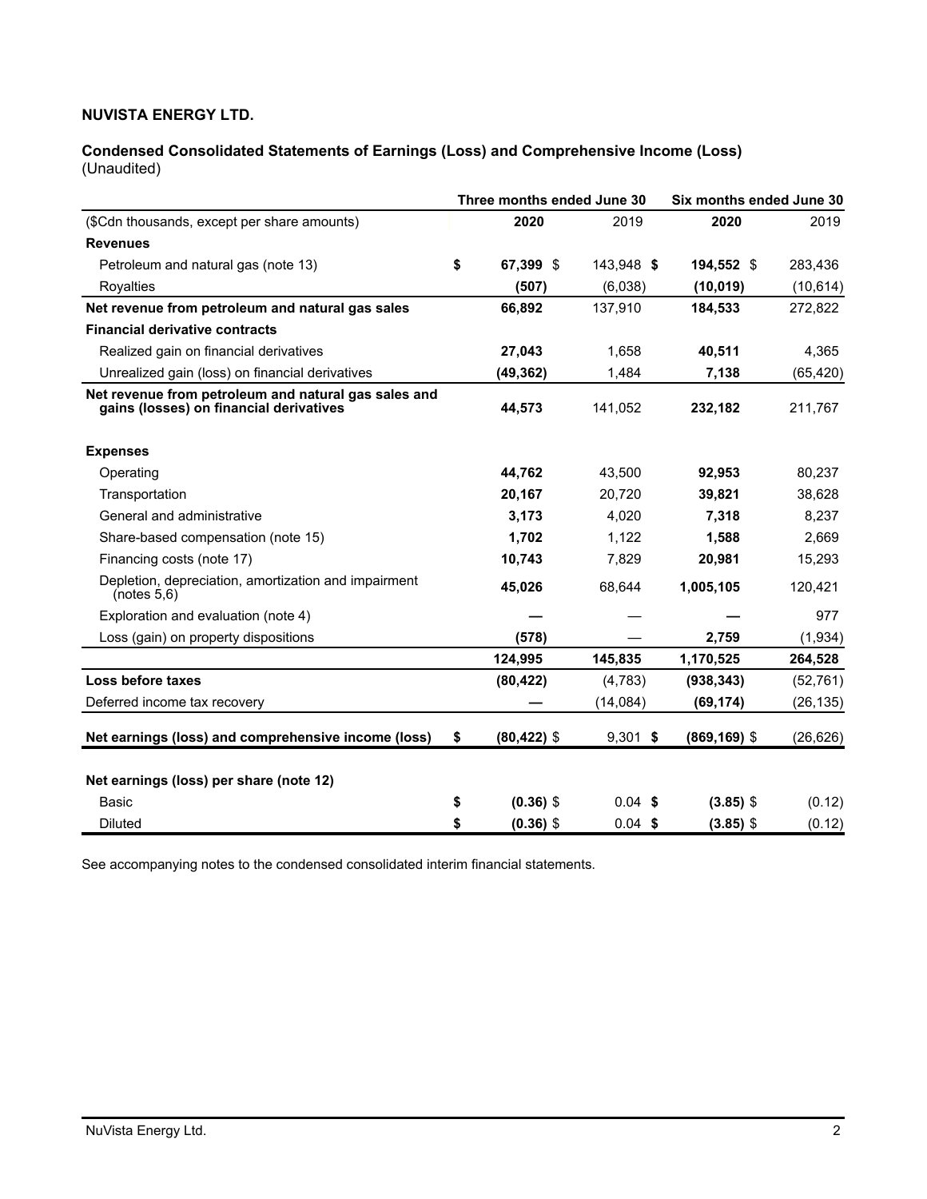**NUVISTA ENERGY LTD.**

**Condensed Consolidated Statements of Earnings (Loss) and Comprehensive Income (Loss)**
(Unaudited)

| | Three months ended June 30 | | Six months ended June 30 | |
|---|---|---|---|---|
| ($Cdn thousands, except per share amounts) | **2020** | 2019 | **2020** | 2019 |
| **Revenues** | | | | |
| Petroleum and natural gas (note 13) | **$ 67,399** | $ 143,948 | **$ 194,552** | $ 283,436 |
| Royalties | **(507)** | (6,038) | **(10,019)** | (10,614) |
| **Net revenue from petroleum and natural gas sales** | **66,892** | 137,910 | **184,533** | 272,822 |
| **Financial derivative contracts** | | | | |
| Realized gain on financial derivatives | **27,043** | 1,658 | **40,511** | 4,365 |
| Unrealized gain (loss) on financial derivatives | **(49,362)** | 1,484 | **7,138** | (65,420) |
| **Net revenue from petroleum and natural gas sales and gains (losses) on financial derivatives** | **44,573** | 141,052 | **232,182** | 211,767 |
| **Expenses** | | | | |
| Operating | **44,762** | 43,500 | **92,953** | 80,237 |
| Transportation | **20,167** | 20,720 | **39,821** | 38,628 |
| General and administrative | **3,173** | 4,020 | **7,318** | 8,237 |
| Share-based compensation (note 15) | **1,702** | 1,122 | **1,588** | 2,669 |
| Financing costs (note 17) | **10,743** | 7,829 | **20,981** | 15,293 |
| Depletion, depreciation, amortization and impairment (notes 5,6) | **45,026** | 68,644 | **1,005,105** | 120,421 |
| Exploration and evaluation (note 4) | **—** | — | **—** | 977 |
| Loss (gain) on property dispositions | **(578)** | — | **2,759** | (1,934) |
| | **124,995** | **145,835** | **1,170,525** | **264,528** |
| **Loss before taxes** | **(80,422)** | (4,783) | **(938,343)** | (52,761) |
| Deferred income tax recovery | **—** | (14,084) | **(69,174)** | (26,135) |
| **Net earnings (loss) and comprehensive income (loss)** | **$ (80,422)** | $ 9,301 | **$ (869,169)** | $ (26,626) |
| **Net earnings (loss) per share (note 12)** | | | | |
| Basic | **$ (0.36)** | $ 0.04 | **$ (3.85)** | $ (0.12) |
| Diluted | **$ (0.36)** | $ 0.04 | **$ (3.85)** | $ (0.12) |

See accompanying notes to the condensed consolidated interim financial statements.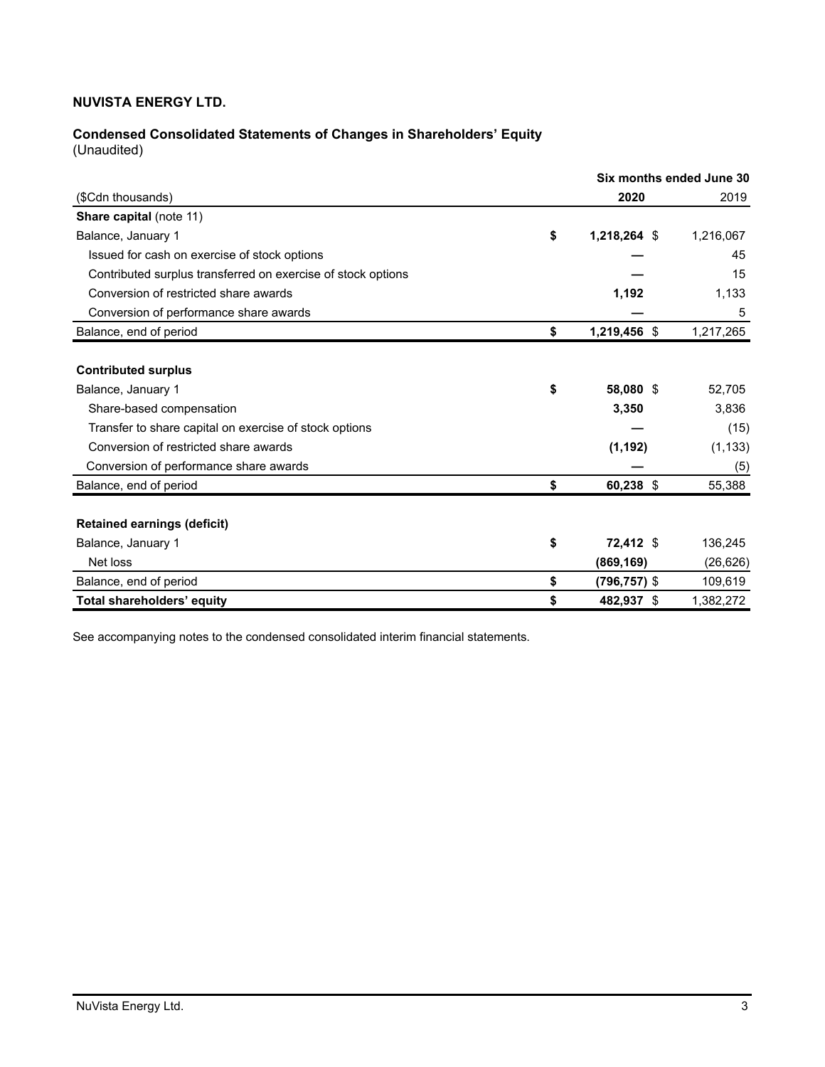**NUVISTA ENERGY LTD.**

**Condensed Consolidated Statements of Changes in Shareholders' Equity**
(Unaudited)

| | Six months ended June 30 | |
|---|---|---|
| ($Cdn thousands) | **2020** | 2019 |
| **Share capital** (note 11) | | |
| Balance, January 1 | **$ 1,218,264** | $ 1,216,067 |
| Issued for cash on exercise of stock options | **—** | 45 |
| Contributed surplus transferred on exercise of stock options | **—** | 15 |
| Conversion of restricted share awards | **1,192** | 1,133 |
| Conversion of performance share awards | **—** | 5 |
| Balance, end of period | **$ 1,219,456** | $ 1,217,265 |
| | | |
| **Contributed surplus** | | |
| Balance, January 1 | **$ 58,080** | $ 52,705 |
| Share-based compensation | **3,350** | 3,836 |
| Transfer to share capital on exercise of stock options | **—** | (15) |
| Conversion of restricted share awards | **(1,192)** | (1,133) |
| Conversion of performance share awards | **—** | (5) |
| Balance, end of period | **$ 60,238** | $ 55,388 |
| | | |
| **Retained earnings (deficit)** | | |
| Balance, January 1 | **$ 72,412** | $ 136,245 |
| Net loss | **(869,169)** | (26,626) |
| Balance, end of period | **$ (796,757)** | $ 109,619 |
| **Total shareholders' equity** | **$ 482,937** | $ 1,382,272 |

See accompanying notes to the condensed consolidated interim financial statements.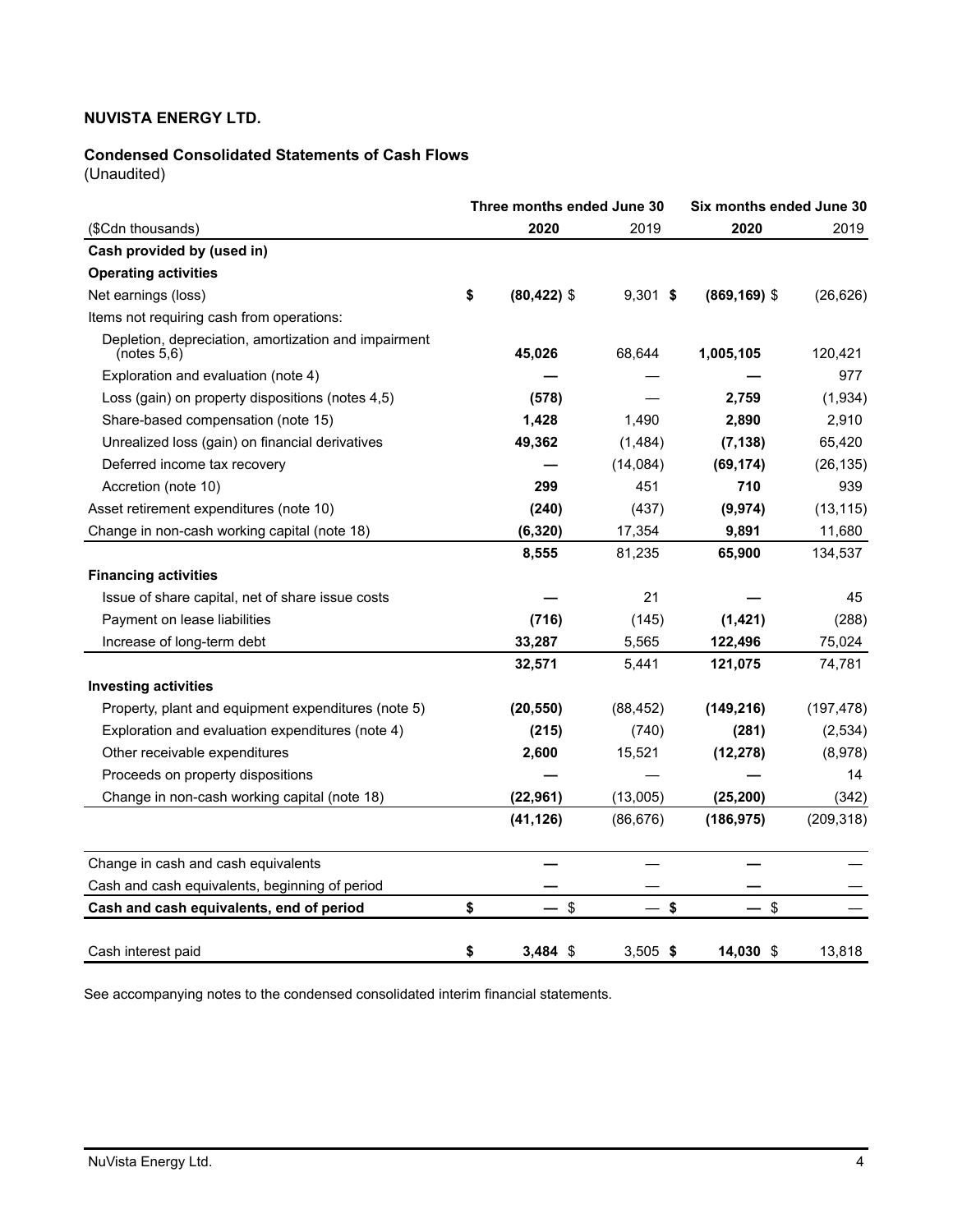**NUVISTA ENERGY LTD.**

**Condensed Consolidated Statements of Cash Flows**
(Unaudited)

| | Three months ended June 30 | | Six months ended June 30 | |
|---|---|---|---|---|
| ($Cdn thousands) | **2020** | 2019 | **2020** | 2019 |
| **Cash provided by (used in)** | | | | |
| **Operating activities** | | | | |
| Net earnings (loss) | **$ (80,422)** | $ 9,301 | **$ (869,169)** | $ (26,626) |
| Items not requiring cash from operations: | | | | |
| Depletion, depreciation, amortization and impairment (notes 5,6) | **45,026** | 68,644 | **1,005,105** | 120,421 |
| Exploration and evaluation (note 4) | **—** | — | **—** | 977 |
| Loss (gain) on property dispositions (notes 4,5) | **(578)** | — | **2,759** | (1,934) |
| Share-based compensation (note 15) | **1,428** | 1,490 | **2,890** | 2,910 |
| Unrealized loss (gain) on financial derivatives | **49,362** | (1,484) | **(7,138)** | 65,420 |
| Deferred income tax recovery | **—** | (14,084) | **(69,174)** | (26,135) |
| Accretion (note 10) | **299** | 451 | **710** | 939 |
| Asset retirement expenditures (note 10) | **(240)** | (437) | **(9,974)** | (13,115) |
| Change in non-cash working capital (note 18) | **(6,320)** | 17,354 | **9,891** | 11,680 |
| | **8,555** | 81,235 | **65,900** | 134,537 |
| **Financing activities** | | | | |
| Issue of share capital, net of share issue costs | **—** | 21 | **—** | 45 |
| Payment on lease liabilities | **(716)** | (145) | **(1,421)** | (288) |
| Increase of long-term debt | **33,287** | 5,565 | **122,496** | 75,024 |
| | **32,571** | 5,441 | **121,075** | 74,781 |
| **Investing activities** | | | | |
| Property, plant and equipment expenditures (note 5) | **(20,550)** | (88,452) | **(149,216)** | (197,478) |
| Exploration and evaluation expenditures (note 4) | **(215)** | (740) | **(281)** | (2,534) |
| Other receivable expenditures | **2,600** | 15,521 | **(12,278)** | (8,978) |
| Proceeds on property dispositions | **—** | — | **—** | 14 |
| Change in non-cash working capital (note 18) | **(22,961)** | (13,005) | **(25,200)** | (342) |
| | **(41,126)** | (86,676) | **(186,975)** | (209,318) |
| | | | | |
| Change in cash and cash equivalents | **—** | — | **—** | — |
| Cash and cash equivalents, beginning of period | **—** | — | **—** | — |
| **Cash and cash equivalents, end of period** | **$ —** | $ — | **$ —** | $ — |
| | | | | |
| Cash interest paid | **$ 3,484** | $ 3,505 | **$ 14,030** | $ 13,818 |

See accompanying notes to the condensed consolidated interim financial statements.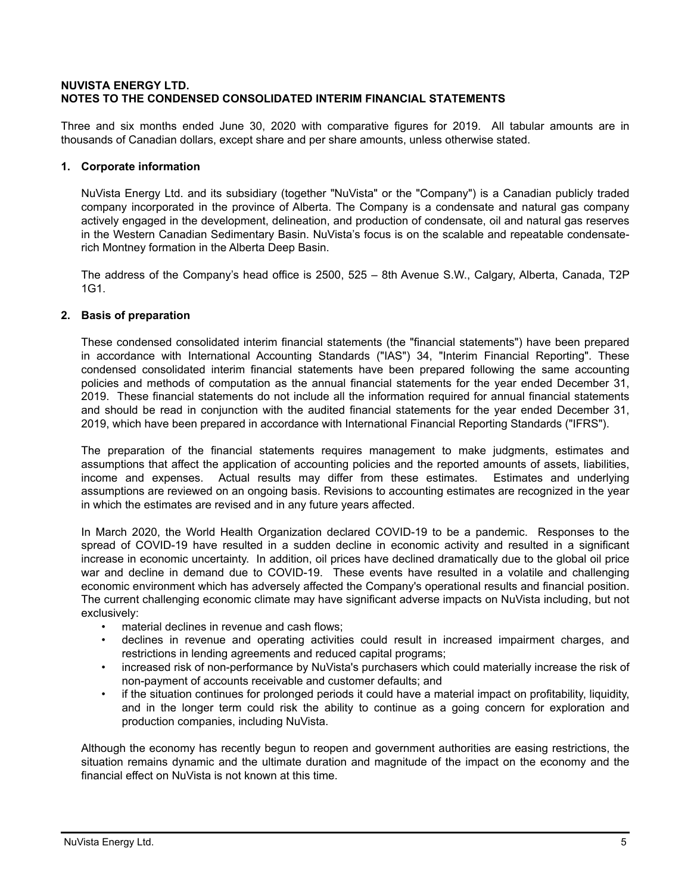**NUVISTA ENERGY LTD.**
**NOTES TO THE CONDENSED CONSOLIDATED INTERIM FINANCIAL STATEMENTS**

Three and six months ended June 30, 2020 with comparative figures for 2019. All tabular amounts are in thousands of Canadian dollars, except share and per share amounts, unless otherwise stated.

## 1. Corporate information

NuVista Energy Ltd. and its subsidiary (together "NuVista" or the "Company") is a Canadian publicly traded company incorporated in the province of Alberta. The Company is a condensate and natural gas company actively engaged in the development, delineation, and production of condensate, oil and natural gas reserves in the Western Canadian Sedimentary Basin. NuVista's focus is on the scalable and repeatable condensate-rich Montney formation in the Alberta Deep Basin.

The address of the Company's head office is 2500, 525 – 8th Avenue S.W., Calgary, Alberta, Canada, T2P 1G1.

## 2. Basis of preparation

These condensed consolidated interim financial statements (the "financial statements") have been prepared in accordance with International Accounting Standards ("IAS") 34, "Interim Financial Reporting". These condensed consolidated interim financial statements have been prepared following the same accounting policies and methods of computation as the annual financial statements for the year ended December 31, 2019. These financial statements do not include all the information required for annual financial statements and should be read in conjunction with the audited financial statements for the year ended December 31, 2019, which have been prepared in accordance with International Financial Reporting Standards ("IFRS").

The preparation of the financial statements requires management to make judgments, estimates and assumptions that affect the application of accounting policies and the reported amounts of assets, liabilities, income and expenses. Actual results may differ from these estimates. Estimates and underlying assumptions are reviewed on an ongoing basis. Revisions to accounting estimates are recognized in the year in which the estimates are revised and in any future years affected.

In March 2020, the World Health Organization declared COVID-19 to be a pandemic. Responses to the spread of COVID-19 have resulted in a sudden decline in economic activity and resulted in a significant increase in economic uncertainty. In addition, oil prices have declined dramatically due to the global oil price war and decline in demand due to COVID-19. These events have resulted in a volatile and challenging economic environment which has adversely affected the Company's operational results and financial position. The current challenging economic climate may have significant adverse impacts on NuVista including, but not exclusively:

- material declines in revenue and cash flows;
- declines in revenue and operating activities could result in increased impairment charges, and restrictions in lending agreements and reduced capital programs;
- increased risk of non-performance by NuVista's purchasers which could materially increase the risk of non-payment of accounts receivable and customer defaults; and
- if the situation continues for prolonged periods it could have a material impact on profitability, liquidity, and in the longer term could risk the ability to continue as a going concern for exploration and production companies, including NuVista.

Although the economy has recently begun to reopen and government authorities are easing restrictions, the situation remains dynamic and the ultimate duration and magnitude of the impact on the economy and the financial effect on NuVista is not known at this time.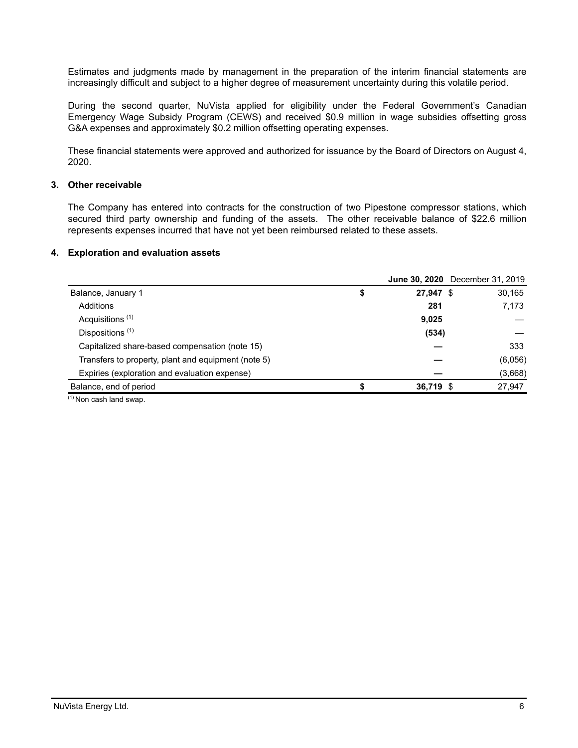Estimates and judgments made by management in the preparation of the interim financial statements are increasingly difficult and subject to a higher degree of measurement uncertainty during this volatile period.

During the second quarter, NuVista applied for eligibility under the Federal Government's Canadian Emergency Wage Subsidy Program (CEWS) and received $0.9 million in wage subsidies offsetting gross G&A expenses and approximately $0.2 million offsetting operating expenses.

These financial statements were approved and authorized for issuance by the Board of Directors on August 4, 2020.

## 3. Other receivable

The Company has entered into contracts for the construction of two Pipestone compressor stations, which secured third party ownership and funding of the assets. The other receivable balance of $22.6 million represents expenses incurred that have not yet been reimbursed related to these assets.

## 4. Exploration and evaluation assets

| | **June 30, 2020** | December 31, 2019 |
|---|---|---|
| Balance, January 1 | **$ 27,947** | $ 30,165 |
| Additions | **281** | 7,173 |
| Acquisitions [(1)] | **9,025** | — |
| Dispositions [(1)] | **(534)** | — |
| Capitalized share-based compensation (note 15) | **—** | 333 |
| Transfers to property, plant and equipment (note 5) | **—** | (6,056) |
| Expiries (exploration and evaluation expense) | **—** | (3,668) |
| Balance, end of period | **$ 36,719** | $ 27,947 |

[(1)] Non cash land swap.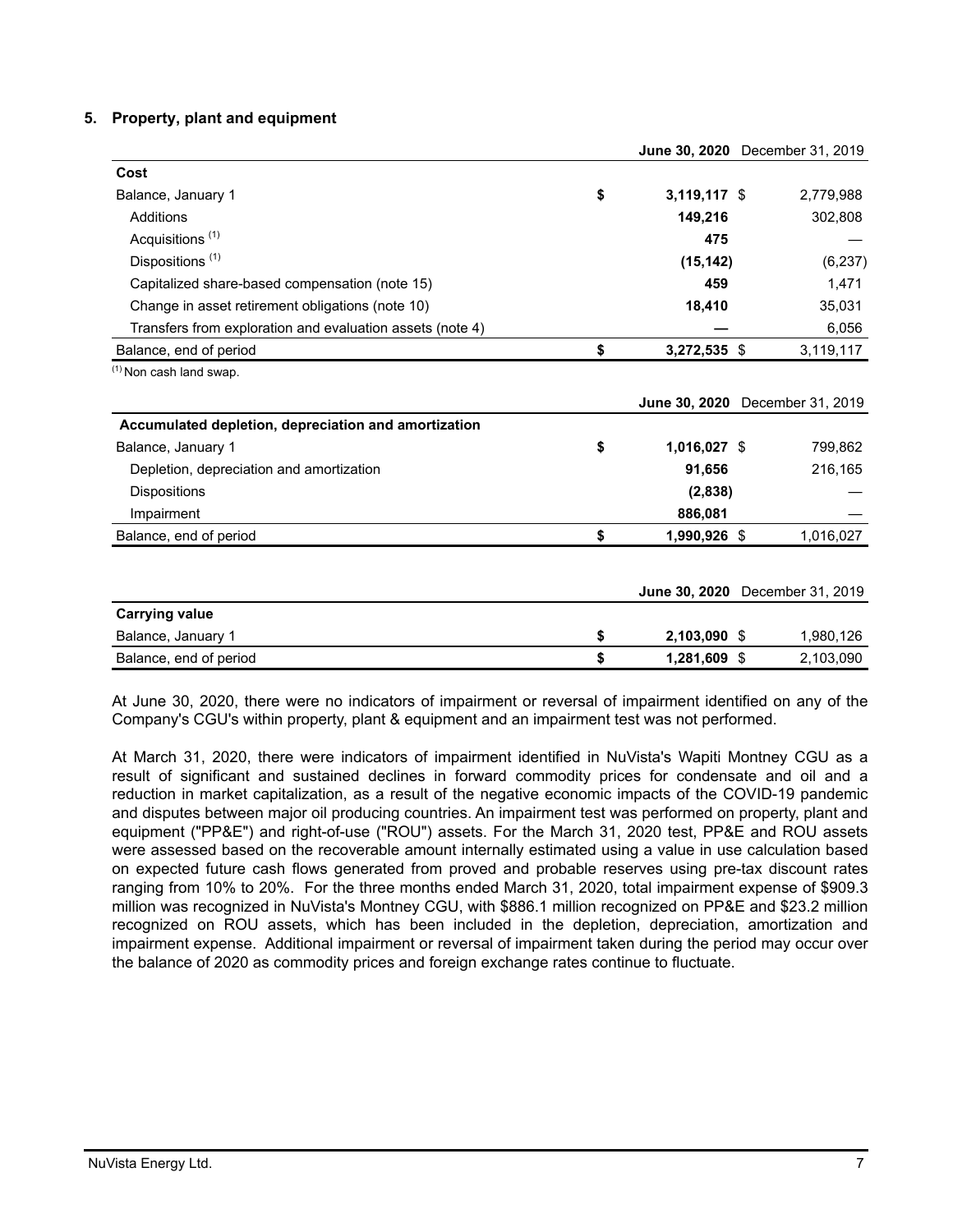## 5. Property, plant and equipment

| | June 30, 2020 | December 31, 2019 |
|---|---|---|
| **Cost** | | |
| Balance, January 1 | $ 3,119,117 | $ 2,779,988 |
| Additions | 149,216 | 302,808 |
| Acquisitions [(1)] | 475 | — |
| Dispositions [(1)] | (15,142) | (6,237) |
| Capitalized share-based compensation (note 15) | 459 | 1,471 |
| Change in asset retirement obligations (note 10) | 18,410 | 35,031 |
| Transfers from exploration and evaluation assets (note 4) | — | 6,056 |
| Balance, end of period | $ 3,272,535 | $ 3,119,117 |

[(1)] Non cash land swap.

| | June 30, 2020 | December 31, 2019 |
|---|---|---|
| **Accumulated depletion, depreciation and amortization** | | |
| Balance, January 1 | $ 1,016,027 | $ 799,862 |
| Depletion, depreciation and amortization | 91,656 | 216,165 |
| Dispositions | (2,838) | — |
| Impairment | 886,081 | — |
| Balance, end of period | $ 1,990,926 | $ 1,016,027 |

| | June 30, 2020 | December 31, 2019 |
|---|---|---|
| **Carrying value** | | |
| Balance, January 1 | $ 2,103,090 | $ 1,980,126 |
| Balance, end of period | $ 1,281,609 | $ 2,103,090 |

At June 30, 2020, there were no indicators of impairment or reversal of impairment identified on any of the Company's CGU's within property, plant & equipment and an impairment test was not performed.

At March 31, 2020, there were indicators of impairment identified in NuVista's Wapiti Montney CGU as a result of significant and sustained declines in forward commodity prices for condensate and oil and a reduction in market capitalization, as a result of the negative economic impacts of the COVID-19 pandemic and disputes between major oil producing countries. An impairment test was performed on property, plant and equipment ("PP&E") and right-of-use ("ROU") assets. For the March 31, 2020 test, PP&E and ROU assets were assessed based on the recoverable amount internally estimated using a value in use calculation based on expected future cash flows generated from proved and probable reserves using pre-tax discount rates ranging from 10% to 20%. For the three months ended March 31, 2020, total impairment expense of $909.3 million was recognized in NuVista's Montney CGU, with $886.1 million recognized on PP&E and $23.2 million recognized on ROU assets, which has been included in the depletion, depreciation, amortization and impairment expense. Additional impairment or reversal of impairment taken during the period may occur over the balance of 2020 as commodity prices and foreign exchange rates continue to fluctuate.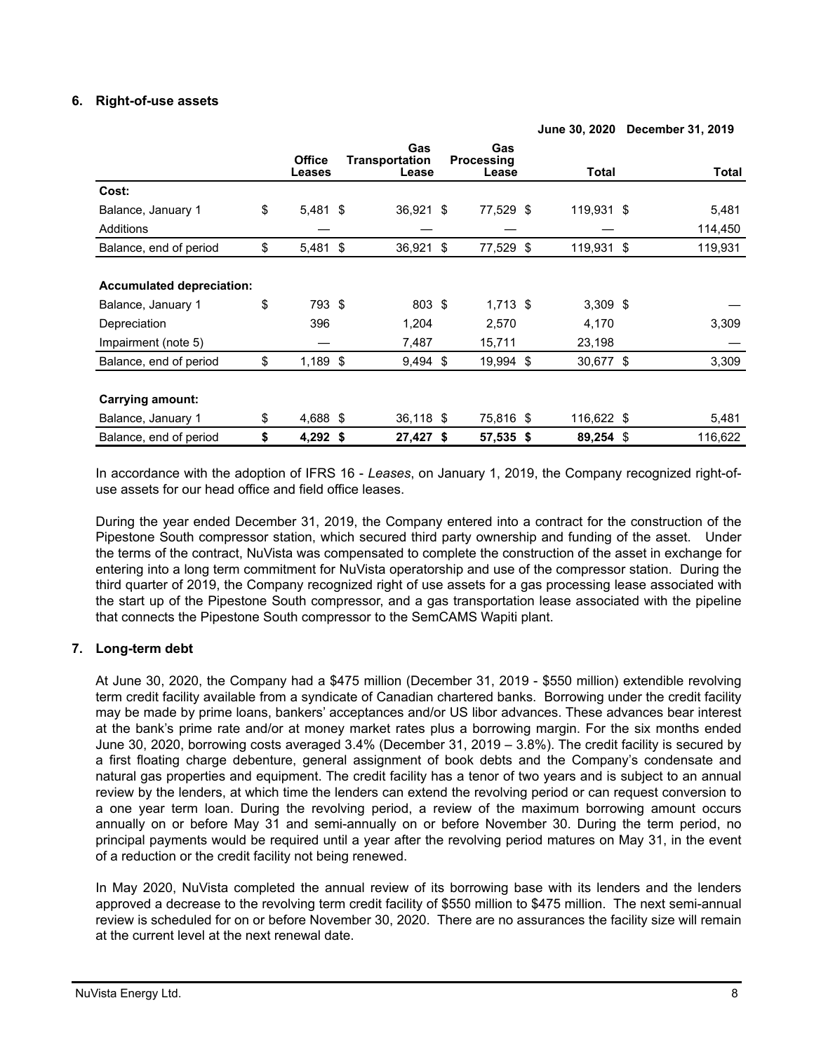## 6. Right-of-use assets

| | June 30, 2020 | | | | December 31, 2019 |
|---|---|---|---|---|---|
| | Office Leases | Gas Transportation Lease | Gas Processing Lease | Total | Total |
| **Cost:** | | | | | |
| Balance, January 1 | $ 5,481 | $ 36,921 | $ 77,529 | $ 119,931 | $ 5,481 |
| Additions | — | — | — | — | 114,450 |
| Balance, end of period | $ 5,481 | $ 36,921 | $ 77,529 | $ 119,931 | $ 119,931 |
| | | | | | |
| **Accumulated depreciation:** | | | | | |
| Balance, January 1 | $ 793 | $ 803 | $ 1,713 | $ 3,309 | $ — |
| Depreciation | 396 | 1,204 | 2,570 | 4,170 | 3,309 |
| Impairment (note 5) | — | 7,487 | 15,711 | 23,198 | — |
| Balance, end of period | $ 1,189 | $ 9,494 | $ 19,994 | $ 30,677 | $ 3,309 |
| | | | | | |
| **Carrying amount:** | | | | | |
| Balance, January 1 | $ 4,688 | $ 36,118 | $ 75,816 | $ 116,622 | $ 5,481 |
| Balance, end of period | **$ 4,292** | **$ 27,427** | **$ 57,535** | **$ 89,254** | $ 116,622 |

In accordance with the adoption of IFRS 16 - *Leases*, on January 1, 2019, the Company recognized right-of-use assets for our head office and field office leases.

During the year ended December 31, 2019, the Company entered into a contract for the construction of the Pipestone South compressor station, which secured third party ownership and funding of the asset. Under the terms of the contract, NuVista was compensated to complete the construction of the asset in exchange for entering into a long term commitment for NuVista operatorship and use of the compressor station. During the third quarter of 2019, the Company recognized right of use assets for a gas processing lease associated with the start up of the Pipestone South compressor, and a gas transportation lease associated with the pipeline that connects the Pipestone South compressor to the SemCAMS Wapiti plant.

## 7. Long-term debt

At June 30, 2020, the Company had a $475 million (December 31, 2019 - $550 million) extendible revolving term credit facility available from a syndicate of Canadian chartered banks. Borrowing under the credit facility may be made by prime loans, bankers' acceptances and/or US libor advances. These advances bear interest at the bank's prime rate and/or at money market rates plus a borrowing margin. For the six months ended June 30, 2020, borrowing costs averaged 3.4% (December 31, 2019 – 3.8%). The credit facility is secured by a first floating charge debenture, general assignment of book debts and the Company's condensate and natural gas properties and equipment. The credit facility has a tenor of two years and is subject to an annual review by the lenders, at which time the lenders can extend the revolving period or can request conversion to a one year term loan. During the revolving period, a review of the maximum borrowing amount occurs annually on or before May 31 and semi-annually on or before November 30. During the term period, no principal payments would be required until a year after the revolving period matures on May 31, in the event of a reduction or the credit facility not being renewed.

In May 2020, NuVista completed the annual review of its borrowing base with its lenders and the lenders approved a decrease to the revolving term credit facility of $550 million to $475 million. The next semi-annual review is scheduled for on or before November 30, 2020. There are no assurances the facility size will remain at the current level at the next renewal date.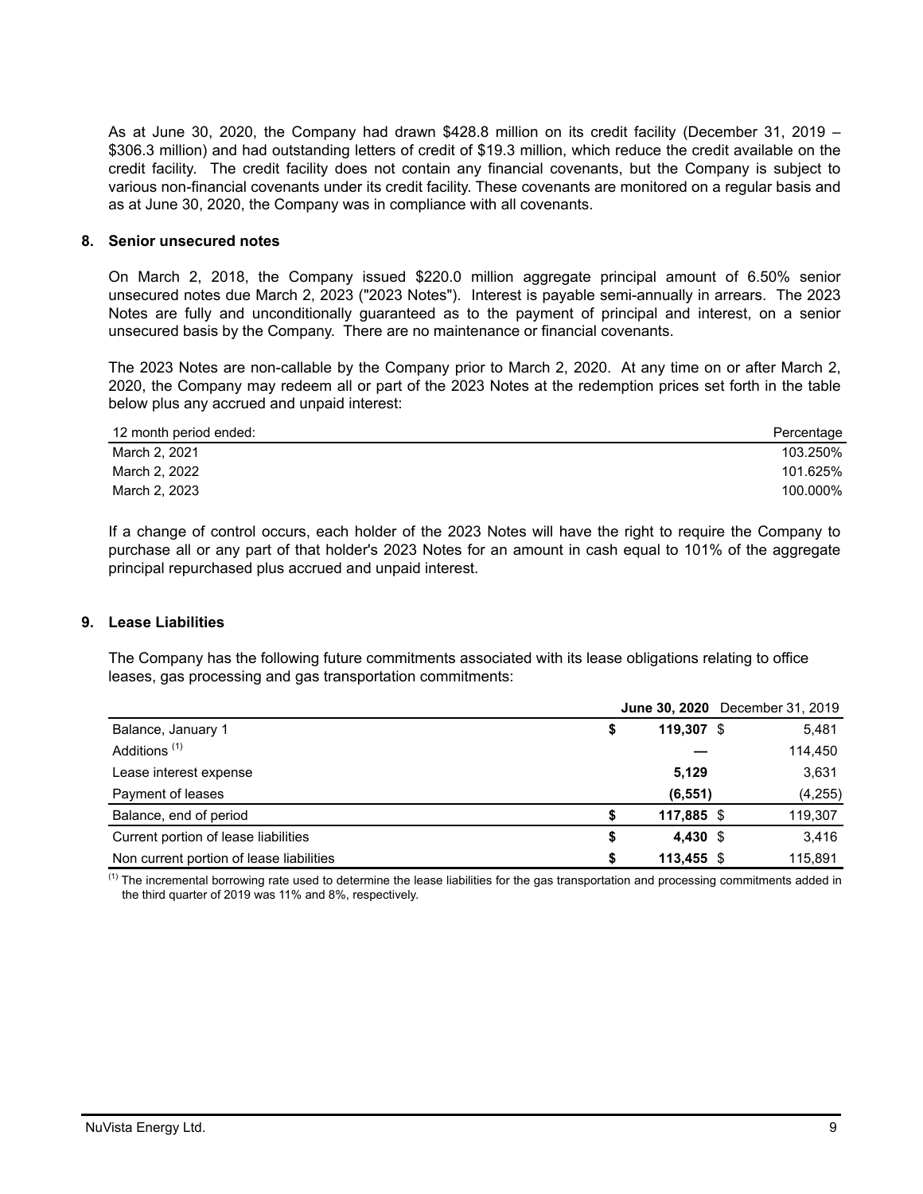As at June 30, 2020, the Company had drawn $428.8 million on its credit facility (December 31, 2019 – $306.3 million) and had outstanding letters of credit of $19.3 million, which reduce the credit available on the credit facility. The credit facility does not contain any financial covenants, but the Company is subject to various non-financial covenants under its credit facility. These covenants are monitored on a regular basis and as at June 30, 2020, the Company was in compliance with all covenants.

## 8. Senior unsecured notes

On March 2, 2018, the Company issued $220.0 million aggregate principal amount of 6.50% senior unsecured notes due March 2, 2023 ("2023 Notes"). Interest is payable semi-annually in arrears. The 2023 Notes are fully and unconditionally guaranteed as to the payment of principal and interest, on a senior unsecured basis by the Company. There are no maintenance or financial covenants.

The 2023 Notes are non-callable by the Company prior to March 2, 2020. At any time on or after March 2, 2020, the Company may redeem all or part of the 2023 Notes at the redemption prices set forth in the table below plus any accrued and unpaid interest:

| 12 month period ended: | Percentage |
|---|---|
| March 2, 2021 | 103.250% |
| March 2, 2022 | 101.625% |
| March 2, 2023 | 100.000% |

If a change of control occurs, each holder of the 2023 Notes will have the right to require the Company to purchase all or any part of that holder's 2023 Notes for an amount in cash equal to 101% of the aggregate principal repurchased plus accrued and unpaid interest.

## 9. Lease Liabilities

The Company has the following future commitments associated with its lease obligations relating to office leases, gas processing and gas transportation commitments:

| | June 30, 2020 | December 31, 2019 |
|---|---|---|
| Balance, January 1 | $ 119,307 | $ 5,481 |
| Additions [1] | — | 114,450 |
| Lease interest expense | 5,129 | 3,631 |
| Payment of leases | (6,551) | (4,255) |
| Balance, end of period | $ 117,885 | $ 119,307 |
| Current portion of lease liabilities | $ 4,430 | $ 3,416 |
| Non current portion of lease liabilities | $ 113,455 | $ 115,891 |

[1] The incremental borrowing rate used to determine the lease liabilities for the gas transportation and processing commitments added in the third quarter of 2019 was 11% and 8%, respectively.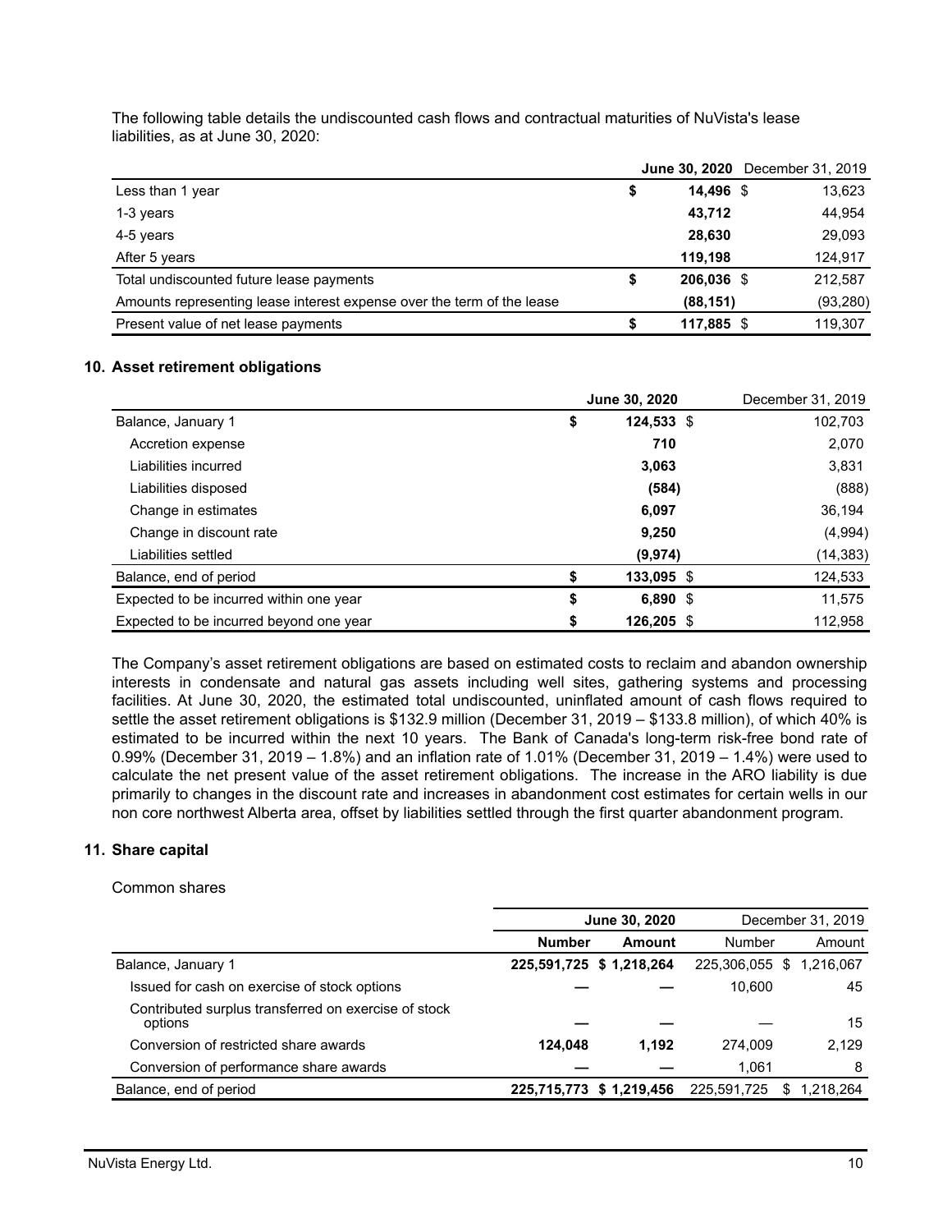The following table details the undiscounted cash flows and contractual maturities of NuVista's lease liabilities, as at June 30, 2020:

| | **June 30, 2020** | December 31, 2019 |
|---|---|---|
| Less than 1 year | **$ 14,496** | $ 13,623 |
| 1-3 years | **43,712** | 44,954 |
| 4-5 years | **28,630** | 29,093 |
| After 5 years | **119,198** | 124,917 |
| Total undiscounted future lease payments | **$ 206,036** | $ 212,587 |
| Amounts representing lease interest expense over the term of the lease | **(88,151)** | (93,280) |
| Present value of net lease payments | **$ 117,885** | $ 119,307 |

## 10. Asset retirement obligations

| | **June 30, 2020** | December 31, 2019 |
|---|---|---|
| Balance, January 1 | **$ 124,533** | $ 102,703 |
| Accretion expense | **710** | 2,070 |
| Liabilities incurred | **3,063** | 3,831 |
| Liabilities disposed | **(584)** | (888) |
| Change in estimates | **6,097** | 36,194 |
| Change in discount rate | **9,250** | (4,994) |
| Liabilities settled | **(9,974)** | (14,383) |
| Balance, end of period | **$ 133,095** | $ 124,533 |
| Expected to be incurred within one year | **$ 6,890** | $ 11,575 |
| Expected to be incurred beyond one year | **$ 126,205** | $ 112,958 |

The Company's asset retirement obligations are based on estimated costs to reclaim and abandon ownership interests in condensate and natural gas assets including well sites, gathering systems and processing facilities. At June 30, 2020, the estimated total undiscounted, uninflated amount of cash flows required to settle the asset retirement obligations is $132.9 million (December 31, 2019 – $133.8 million), of which 40% is estimated to be incurred within the next 10 years. The Bank of Canada's long-term risk-free bond rate of 0.99% (December 31, 2019 – 1.8%) and an inflation rate of 1.01% (December 31, 2019 – 1.4%) were used to calculate the net present value of the asset retirement obligations. The increase in the ARO liability is due primarily to changes in the discount rate and increases in abandonment cost estimates for certain wells in our non core northwest Alberta area, offset by liabilities settled through the first quarter abandonment program.

## 11. Share capital

Common shares

| | **June 30, 2020** | | December 31, 2019 | |
|---|---|---|---|---|
| | **Number** | **Amount** | Number | Amount |
| Balance, January 1 | **225,591,725** | **$ 1,218,264** | 225,306,055 | $ 1,216,067 |
| Issued for cash on exercise of stock options | **—** | **—** | 10,600 | 45 |
| Contributed surplus transferred on exercise of stock options | **—** | **—** | — | 15 |
| Conversion of restricted share awards | **124,048** | **1,192** | 274,009 | 2,129 |
| Conversion of performance share awards | **—** | **—** | 1,061 | 8 |
| Balance, end of period | **225,715,773** | **$ 1,219,456** | 225,591,725 | $ 1,218,264 |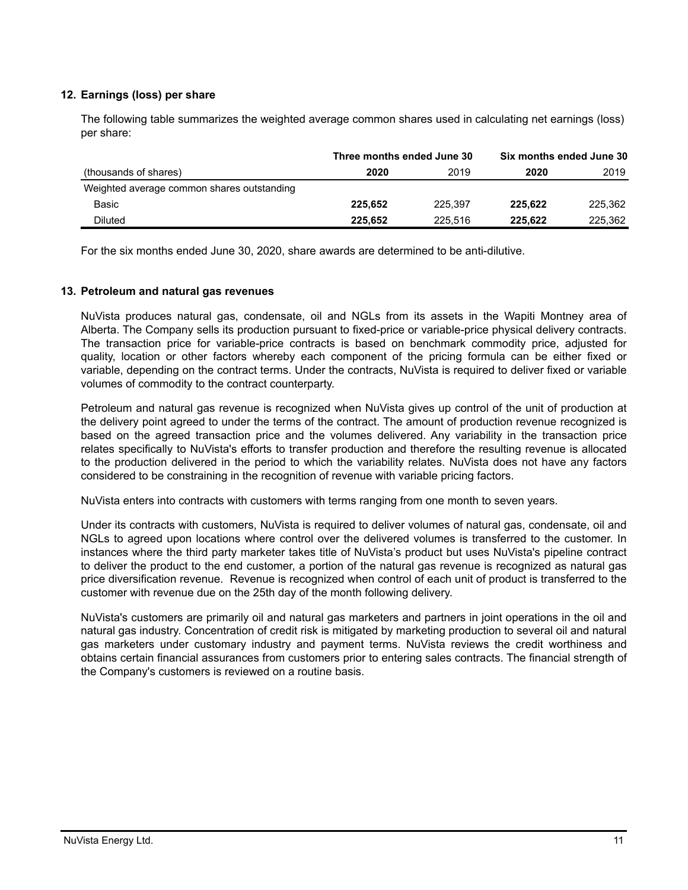## 12. Earnings (loss) per share

The following table summarizes the weighted average common shares used in calculating net earnings (loss) per share:

| | Three months ended June 30 | | Six months ended June 30 | |
|---|---|---|---|---|
| (thousands of shares) | **2020** | 2019 | **2020** | 2019 |
| Weighted average common shares outstanding | | | | |
| Basic | **225,652** | 225,397 | **225,622** | 225,362 |
| Diluted | **225,652** | 225,516 | **225,622** | 225,362 |

For the six months ended June 30, 2020, share awards are determined to be anti-dilutive.

## 13. Petroleum and natural gas revenues

NuVista produces natural gas, condensate, oil and NGLs from its assets in the Wapiti Montney area of Alberta. The Company sells its production pursuant to fixed-price or variable-price physical delivery contracts. The transaction price for variable-price contracts is based on benchmark commodity price, adjusted for quality, location or other factors whereby each component of the pricing formula can be either fixed or variable, depending on the contract terms. Under the contracts, NuVista is required to deliver fixed or variable volumes of commodity to the contract counterparty.

Petroleum and natural gas revenue is recognized when NuVista gives up control of the unit of production at the delivery point agreed to under the terms of the contract. The amount of production revenue recognized is based on the agreed transaction price and the volumes delivered. Any variability in the transaction price relates specifically to NuVista's efforts to transfer production and therefore the resulting revenue is allocated to the production delivered in the period to which the variability relates. NuVista does not have any factors considered to be constraining in the recognition of revenue with variable pricing factors.

NuVista enters into contracts with customers with terms ranging from one month to seven years.

Under its contracts with customers, NuVista is required to deliver volumes of natural gas, condensate, oil and NGLs to agreed upon locations where control over the delivered volumes is transferred to the customer. In instances where the third party marketer takes title of NuVista's product but uses NuVista's pipeline contract to deliver the product to the end customer, a portion of the natural gas revenue is recognized as natural gas price diversification revenue. Revenue is recognized when control of each unit of product is transferred to the customer with revenue due on the 25th day of the month following delivery.

NuVista's customers are primarily oil and natural gas marketers and partners in joint operations in the oil and natural gas industry. Concentration of credit risk is mitigated by marketing production to several oil and natural gas marketers under customary industry and payment terms. NuVista reviews the credit worthiness and obtains certain financial assurances from customers prior to entering sales contracts. The financial strength of the Company's customers is reviewed on a routine basis.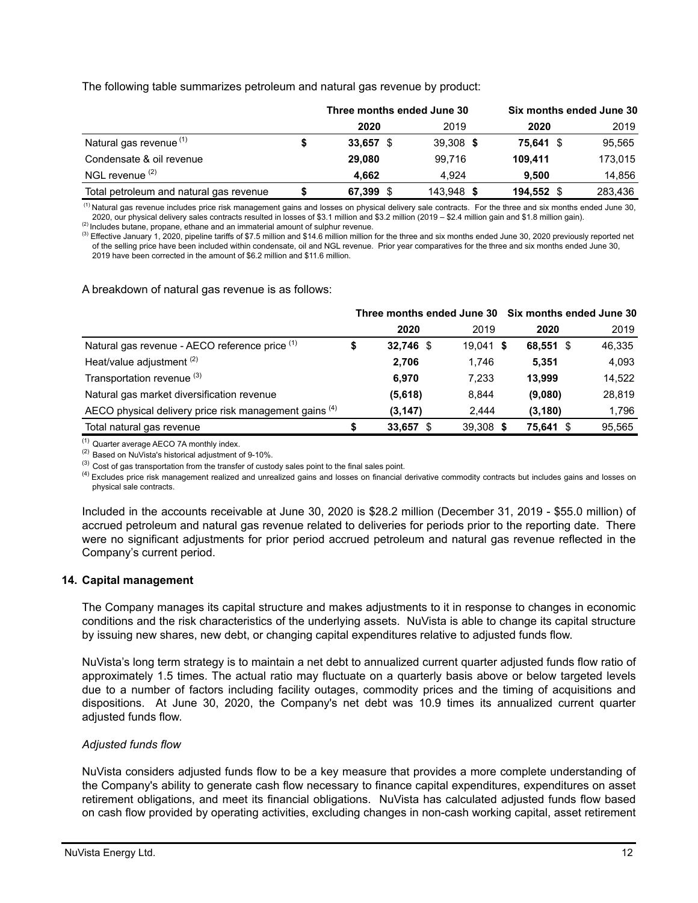The following table summarizes petroleum and natural gas revenue by product:

| | Three months ended June 30 | | Six months ended June 30 | |
|---|---|---|---|---|
| | **2020** | 2019 | **2020** | 2019 |
| Natural gas revenue [(1)] | **$ 33,657** | $ 39,308 | **$ 75,641** | $ 95,565 |
| Condensate & oil revenue | **29,080** | 99,716 | **109,411** | 173,015 |
| NGL revenue [(2)] | **4,662** | 4,924 | **9,500** | 14,856 |
| Total petroleum and natural gas revenue | **$ 67,399** | $ 143,948 | **$ 194,552** | $ 283,436 |

(1) Natural gas revenue includes price risk management gains and losses on physical delivery sale contracts. For the three and six months ended June 30, 2020, our physical delivery sales contracts resulted in losses of $3.1 million and $3.2 million (2019 – $2.4 million gain and $1.8 million gain).
(2) Includes butane, propane, ethane and an immaterial amount of sulphur revenue.
(3) Effective January 1, 2020, pipeline tariffs of $7.5 million and $14.6 million million for the three and six months ended June 30, 2020 previously reported net of the selling price have been included within condensate, oil and NGL revenue. Prior year comparatives for the three and six months ended June 30, 2019 have been corrected in the amount of $6.2 million and $11.6 million.

A breakdown of natural gas revenue is as follows:

| | Three months ended June 30 | | Six months ended June 30 | |
|---|---|---|---|---|
| | **2020** | 2019 | **2020** | 2019 |
| Natural gas revenue - AECO reference price [(1)] | **$ 32,746** | $ 19,041 | **$ 68,551** | $ 46,335 |
| Heat/value adjustment [(2)] | **2,706** | 1,746 | **5,351** | 4,093 |
| Transportation revenue [(3)] | **6,970** | 7,233 | **13,999** | 14,522 |
| Natural gas market diversification revenue | **(5,618)** | 8,844 | **(9,080)** | 28,819 |
| AECO physical delivery price risk management gains [(4)] | **(3,147)** | 2,444 | **(3,180)** | 1,796 |
| Total natural gas revenue | **$ 33,657** | $ 39,308 | **$ 75,641** | $ 95,565 |

(1) Quarter average AECO 7A monthly index.
(2) Based on NuVista's historical adjustment of 9-10%.
(3) Cost of gas transportation from the transfer of custody sales point to the final sales point.
(4) Excludes price risk management realized and unrealized gains and losses on financial derivative commodity contracts but includes gains and losses on physical sale contracts.

Included in the accounts receivable at June 30, 2020 is $28.2 million (December 31, 2019 - $55.0 million) of accrued petroleum and natural gas revenue related to deliveries for periods prior to the reporting date. There were no significant adjustments for prior period accrued petroleum and natural gas revenue reflected in the Company's current period.

## 14. Capital management

The Company manages its capital structure and makes adjustments to it in response to changes in economic conditions and the risk characteristics of the underlying assets. NuVista is able to change its capital structure by issuing new shares, new debt, or changing capital expenditures relative to adjusted funds flow.

NuVista's long term strategy is to maintain a net debt to annualized current quarter adjusted funds flow ratio of approximately 1.5 times. The actual ratio may fluctuate on a quarterly basis above or below targeted levels due to a number of factors including facility outages, commodity prices and the timing of acquisitions and dispositions. At June 30, 2020, the Company's net debt was 10.9 times its annualized current quarter adjusted funds flow.

*Adjusted funds flow*

NuVista considers adjusted funds flow to be a key measure that provides a more complete understanding of the Company's ability to generate cash flow necessary to finance capital expenditures, expenditures on asset retirement obligations, and meet its financial obligations. NuVista has calculated adjusted funds flow based on cash flow provided by operating activities, excluding changes in non-cash working capital, asset retirement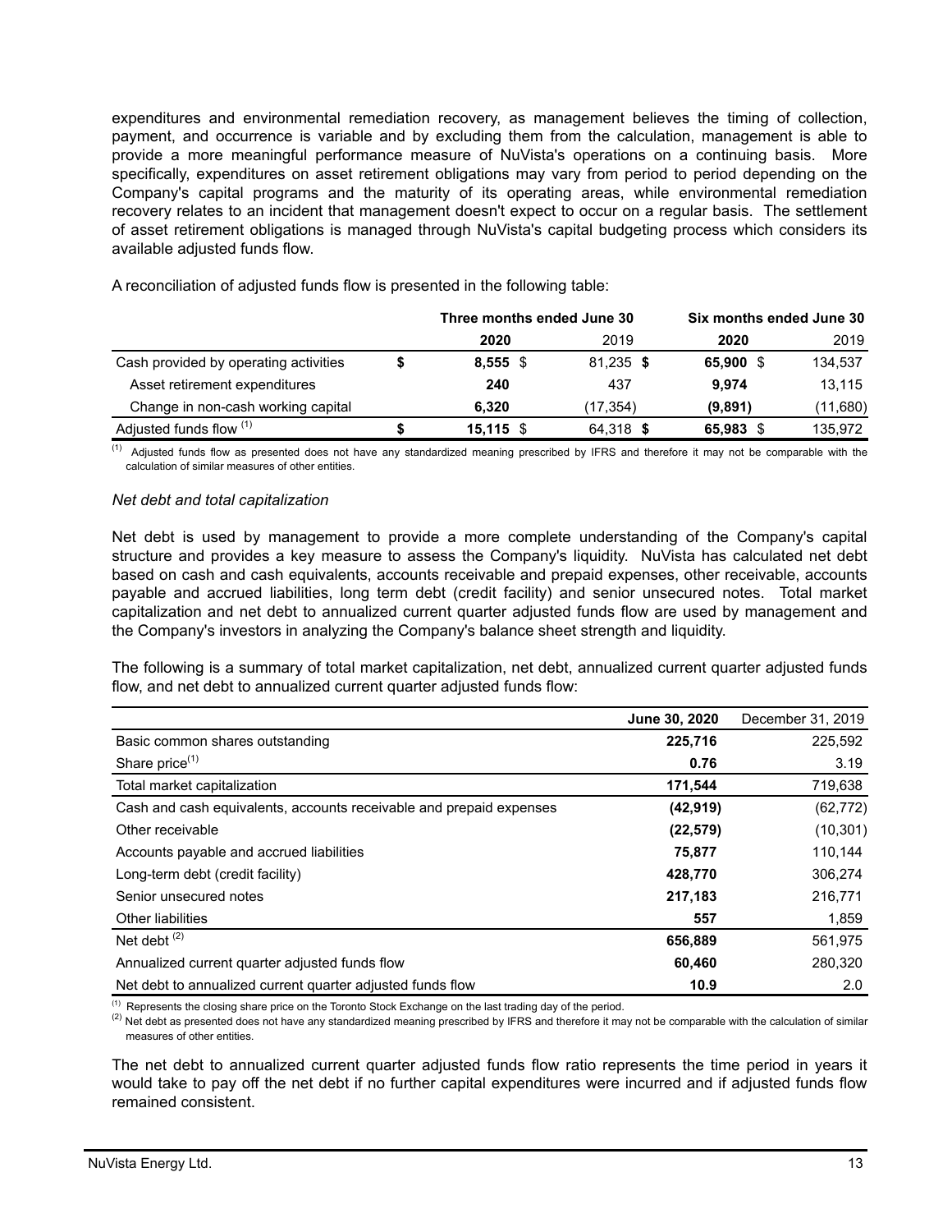expenditures and environmental remediation recovery, as management believes the timing of collection, payment, and occurrence is variable and by excluding them from the calculation, management is able to provide a more meaningful performance measure of NuVista's operations on a continuing basis. More specifically, expenditures on asset retirement obligations may vary from period to period depending on the Company's capital programs and the maturity of its operating areas, while environmental remediation recovery relates to an incident that management doesn't expect to occur on a regular basis. The settlement of asset retirement obligations is managed through NuVista's capital budgeting process which considers its available adjusted funds flow.

A reconciliation of adjusted funds flow is presented in the following table:

| | Three months ended June 30 | | Six months ended June 30 | |
|---|---|---|---|---|
| | **2020** | 2019 | **2020** | 2019 |
| Cash provided by operating activities | **$ 8,555** | $ 81,235 | **$ 65,900** | $ 134,537 |
| Asset retirement expenditures | **240** | 437 | **9,974** | 13,115 |
| Change in non-cash working capital | **6,320** | (17,354) | **(9,891)** | (11,680) |
| Adjusted funds flow [1] | **$ 15,115** | $ 64,318 | **$ 65,983** | $ 135,972 |

[1] Adjusted funds flow as presented does not have any standardized meaning prescribed by IFRS and therefore it may not be comparable with the calculation of similar measures of other entities.

*Net debt and total capitalization*

Net debt is used by management to provide a more complete understanding of the Company's capital structure and provides a key measure to assess the Company's liquidity. NuVista has calculated net debt based on cash and cash equivalents, accounts receivable and prepaid expenses, other receivable, accounts payable and accrued liabilities, long term debt (credit facility) and senior unsecured notes. Total market capitalization and net debt to annualized current quarter adjusted funds flow are used by management and the Company's investors in analyzing the Company's balance sheet strength and liquidity.

The following is a summary of total market capitalization, net debt, annualized current quarter adjusted funds flow, and net debt to annualized current quarter adjusted funds flow:

| | **June 30, 2020** | December 31, 2019 |
|---|---|---|
| Basic common shares outstanding | **225,716** | 225,592 |
| Share price[1] | **0.76** | 3.19 |
| Total market capitalization | **171,544** | 719,638 |
| Cash and cash equivalents, accounts receivable and prepaid expenses | **(42,919)** | (62,772) |
| Other receivable | **(22,579)** | (10,301) |
| Accounts payable and accrued liabilities | **75,877** | 110,144 |
| Long-term debt (credit facility) | **428,770** | 306,274 |
| Senior unsecured notes | **217,183** | 216,771 |
| Other liabilities | **557** | 1,859 |
| Net debt [2] | **656,889** | 561,975 |
| Annualized current quarter adjusted funds flow | **60,460** | 280,320 |
| Net debt to annualized current quarter adjusted funds flow | **10.9** | 2.0 |

[1] Represents the closing share price on the Toronto Stock Exchange on the last trading day of the period.
[2] Net debt as presented does not have any standardized meaning prescribed by IFRS and therefore it may not be comparable with the calculation of similar measures of other entities.

The net debt to annualized current quarter adjusted funds flow ratio represents the time period in years it would take to pay off the net debt if no further capital expenditures were incurred and if adjusted funds flow remained consistent.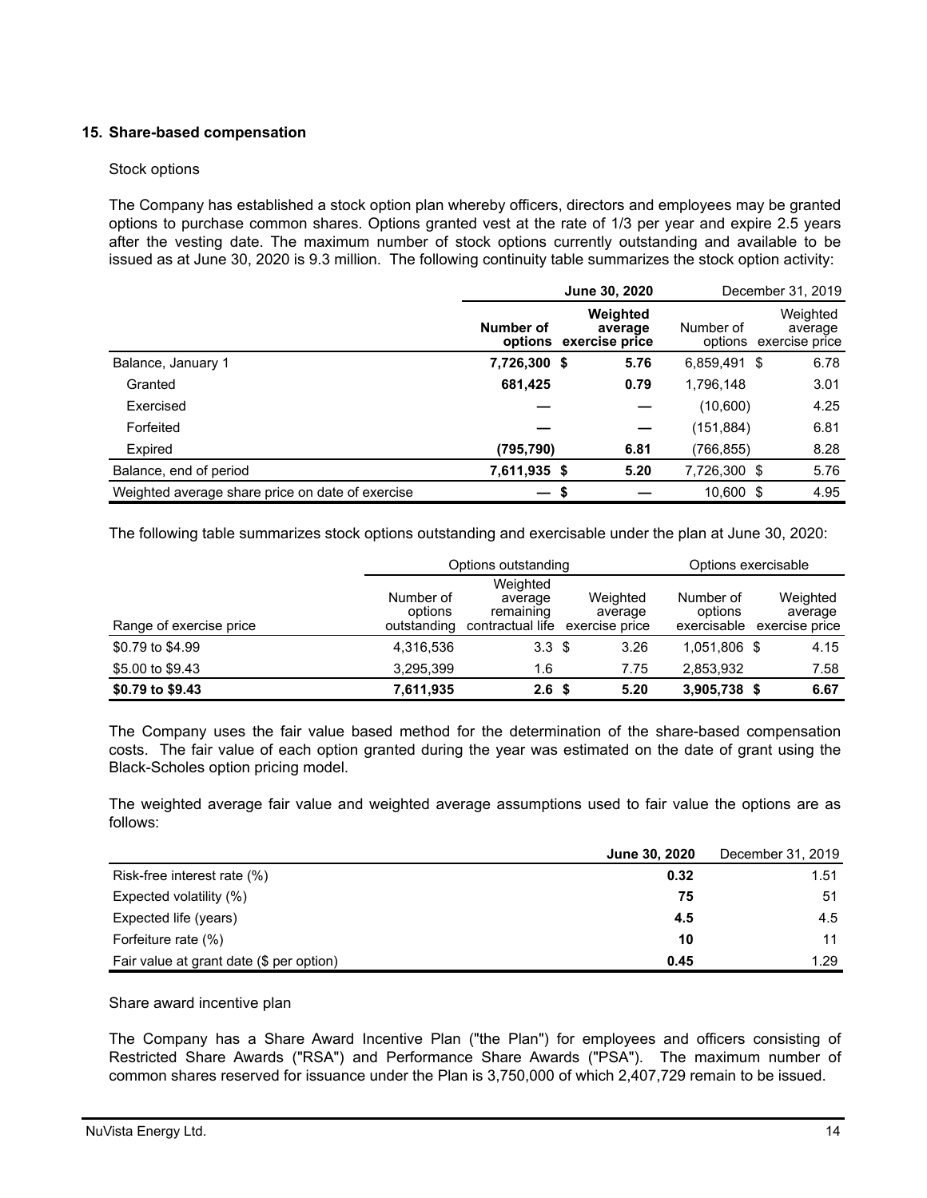## 15. Share-based compensation

Stock options

The Company has established a stock option plan whereby officers, directors and employees may be granted options to purchase common shares. Options granted vest at the rate of 1/3 per year and expire 2.5 years after the vesting date. The maximum number of stock options currently outstanding and available to be issued as at June 30, 2020 is 9.3 million. The following continuity table summarizes the stock option activity:

| | June 30, 2020 | | December 31, 2019 | |
|---|---|---|---|---|
| | **Number of options** | **Weighted average exercise price** | Number of options | Weighted average exercise price |
| Balance, January 1 | **7,726,300** | **$ 5.76** | 6,859,491 | $ 6.78 |
| Granted | **681,425** | **0.79** | 1,796,148 | 3.01 |
| Exercised | **—** | **—** | (10,600) | 4.25 |
| Forfeited | **—** | **—** | (151,884) | 6.81 |
| Expired | **(795,790)** | **6.81** | (766,855) | 8.28 |
| Balance, end of period | **7,611,935** | **$ 5.20** | 7,726,300 | $ 5.76 |
| Weighted average share price on date of exercise | **—** | **$ —** | 10,600 | $ 4.95 |

The following table summarizes stock options outstanding and exercisable under the plan at June 30, 2020:

| | Options outstanding | | | Options exercisable | |
|---|---|---|---|---|---|
| Range of exercise price | Number of options outstanding | Weighted average remaining contractual life | Weighted average exercise price | Number of options exercisable | Weighted average exercise price |
| $0.79 to $4.99 | 4,316,536 | 3.3 | $ 3.26 | 1,051,806 | $ 4.15 |
| $5.00 to $9.43 | 3,295,399 | 1.6 | 7.75 | 2,853,932 | 7.58 |
| **$0.79 to $9.43** | **7,611,935** | **2.6** | **$ 5.20** | **3,905,738** | **$ 6.67** |

The Company uses the fair value based method for the determination of the share-based compensation costs. The fair value of each option granted during the year was estimated on the date of grant using the Black-Scholes option pricing model.

The weighted average fair value and weighted average assumptions used to fair value the options are as follows:

| | June 30, 2020 | December 31, 2019 |
|---|---|---|
| Risk-free interest rate (%) | **0.32** | 1.51 |
| Expected volatility (%) | **75** | 51 |
| Expected life (years) | **4.5** | 4.5 |
| Forfeiture rate (%) | **10** | 11 |
| Fair value at grant date ($ per option) | **0.45** | 1.29 |

Share award incentive plan

The Company has a Share Award Incentive Plan ("the Plan") for employees and officers consisting of Restricted Share Awards ("RSA") and Performance Share Awards ("PSA"). The maximum number of common shares reserved for issuance under the Plan is 3,750,000 of which 2,407,729 remain to be issued.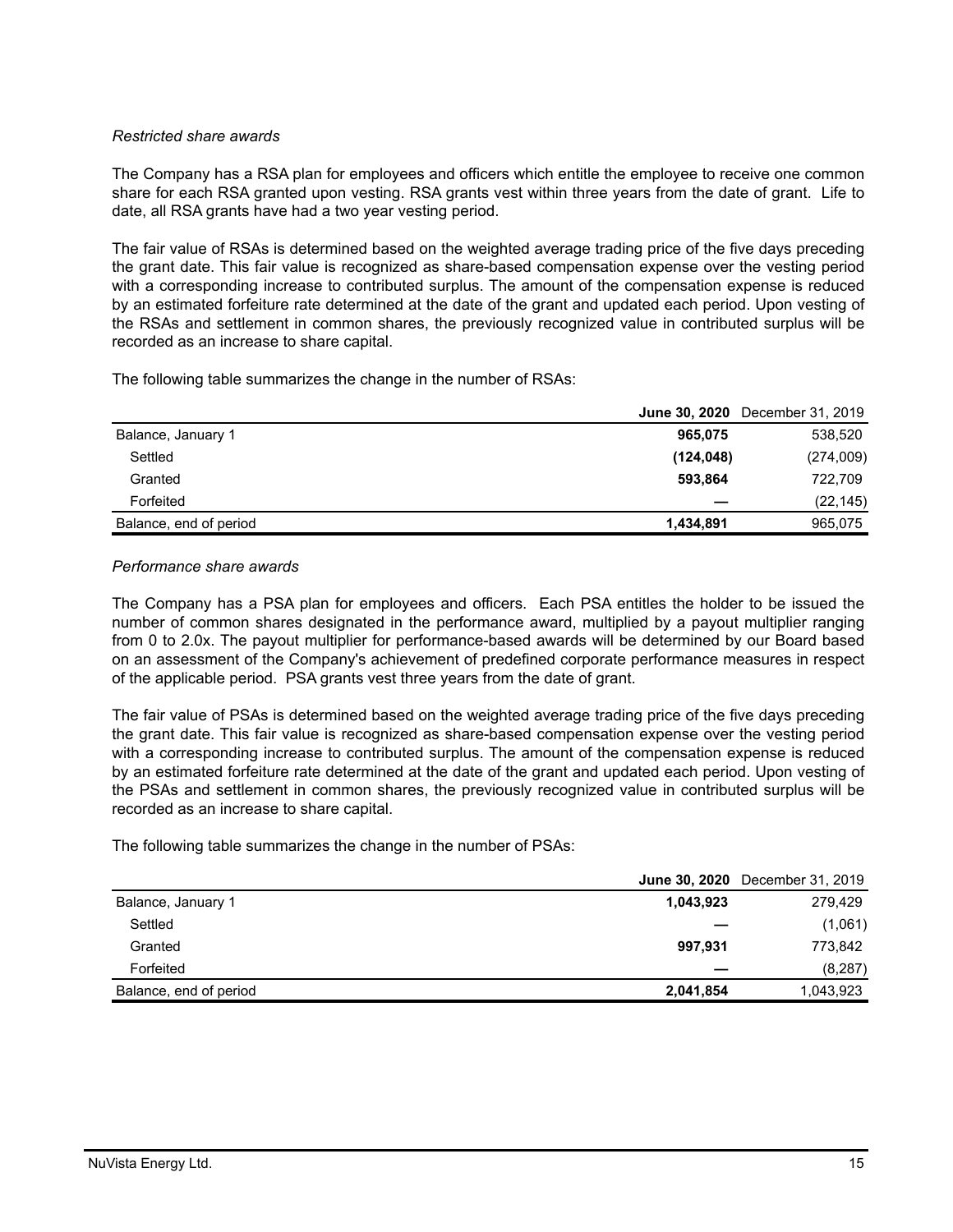*Restricted share awards*

The Company has a RSA plan for employees and officers which entitle the employee to receive one common share for each RSA granted upon vesting. RSA grants vest within three years from the date of grant. Life to date, all RSA grants have had a two year vesting period.

The fair value of RSAs is determined based on the weighted average trading price of the five days preceding the grant date. This fair value is recognized as share-based compensation expense over the vesting period with a corresponding increase to contributed surplus. The amount of the compensation expense is reduced by an estimated forfeiture rate determined at the date of the grant and updated each period. Upon vesting of the RSAs and settlement in common shares, the previously recognized value in contributed surplus will be recorded as an increase to share capital.

The following table summarizes the change in the number of RSAs:

| | **June 30, 2020** | December 31, 2019 |
|---|---|---|
| Balance, January 1 | **965,075** | 538,520 |
| Settled | **(124,048)** | (274,009) |
| Granted | **593,864** | 722,709 |
| Forfeited | **—** | (22,145) |
| Balance, end of period | **1,434,891** | 965,075 |

*Performance share awards*

The Company has a PSA plan for employees and officers. Each PSA entitles the holder to be issued the number of common shares designated in the performance award, multiplied by a payout multiplier ranging from 0 to 2.0x. The payout multiplier for performance-based awards will be determined by our Board based on an assessment of the Company's achievement of predefined corporate performance measures in respect of the applicable period. PSA grants vest three years from the date of grant.

The fair value of PSAs is determined based on the weighted average trading price of the five days preceding the grant date. This fair value is recognized as share-based compensation expense over the vesting period with a corresponding increase to contributed surplus. The amount of the compensation expense is reduced by an estimated forfeiture rate determined at the date of the grant and updated each period. Upon vesting of the PSAs and settlement in common shares, the previously recognized value in contributed surplus will be recorded as an increase to share capital.

The following table summarizes the change in the number of PSAs:

| | **June 30, 2020** | December 31, 2019 |
|---|---|---|
| Balance, January 1 | **1,043,923** | 279,429 |
| Settled | **—** | (1,061) |
| Granted | **997,931** | 773,842 |
| Forfeited | **—** | (8,287) |
| Balance, end of period | **2,041,854** | 1,043,923 |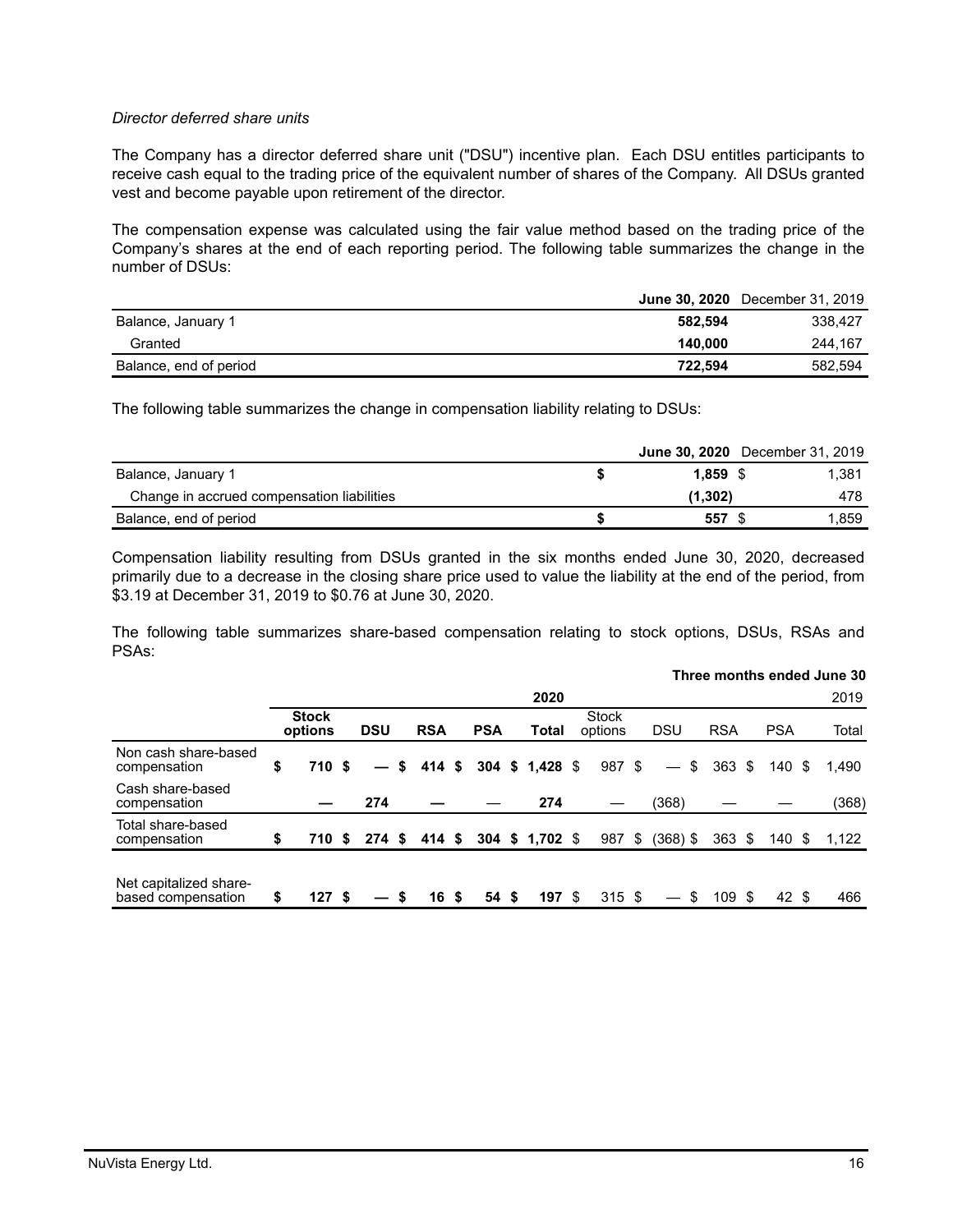*Director deferred share units*

The Company has a director deferred share unit ("DSU") incentive plan. Each DSU entitles participants to receive cash equal to the trading price of the equivalent number of shares of the Company. All DSUs granted vest and become payable upon retirement of the director.

The compensation expense was calculated using the fair value method based on the trading price of the Company's shares at the end of each reporting period. The following table summarizes the change in the number of DSUs:

| | **June 30, 2020** | December 31, 2019 |
|---|---|---|
| Balance, January 1 | **582,594** | 338,427 |
| Granted | **140,000** | 244,167 |
| Balance, end of period | **722,594** | 582,594 |

The following table summarizes the change in compensation liability relating to DSUs:

| | **June 30, 2020** | December 31, 2019 |
|---|---|---|
| Balance, January 1 | **$ 1,859** | $ 1,381 |
| Change in accrued compensation liabilities | **(1,302)** | 478 |
| Balance, end of period | **$ 557** | $ 1,859 |

Compensation liability resulting from DSUs granted in the six months ended June 30, 2020, decreased primarily due to a decrease in the closing share price used to value the liability at the end of the period, from \$3.19 at December 31, 2019 to \$0.76 at June 30, 2020.

The following table summarizes share-based compensation relating to stock options, DSUs, RSAs and PSAs:

| Three months ended June 30 | **2020** | | | | | 2019 | | | | |
|---|---|---|---|---|---|---|---|---|---|---|
| | **Stock options** | **DSU** | **RSA** | **PSA** | **Total** | Stock options | DSU | RSA | PSA | Total |
| Non cash share-based compensation | **$ 710** | **$ —** | **$ 414** | **$ 304** | **$ 1,428** | $ 987 | $ — | $ 363 | $ 140 | $ 1,490 |
| Cash share-based compensation | **—** | **274** | **—** | **—** | **274** | — | (368) | — | — | (368) |
| Total share-based compensation | **$ 710** | **$ 274** | **$ 414** | **$ 304** | **$ 1,702** | $ 987 | $ (368) | $ 363 | $ 140 | $ 1,122 |
| Net capitalized share-based compensation | **$ 127** | **$ —** | **$ 16** | **$ 54** | **$ 197** | $ 315 | $ — | $ 109 | $ 42 | $ 466 |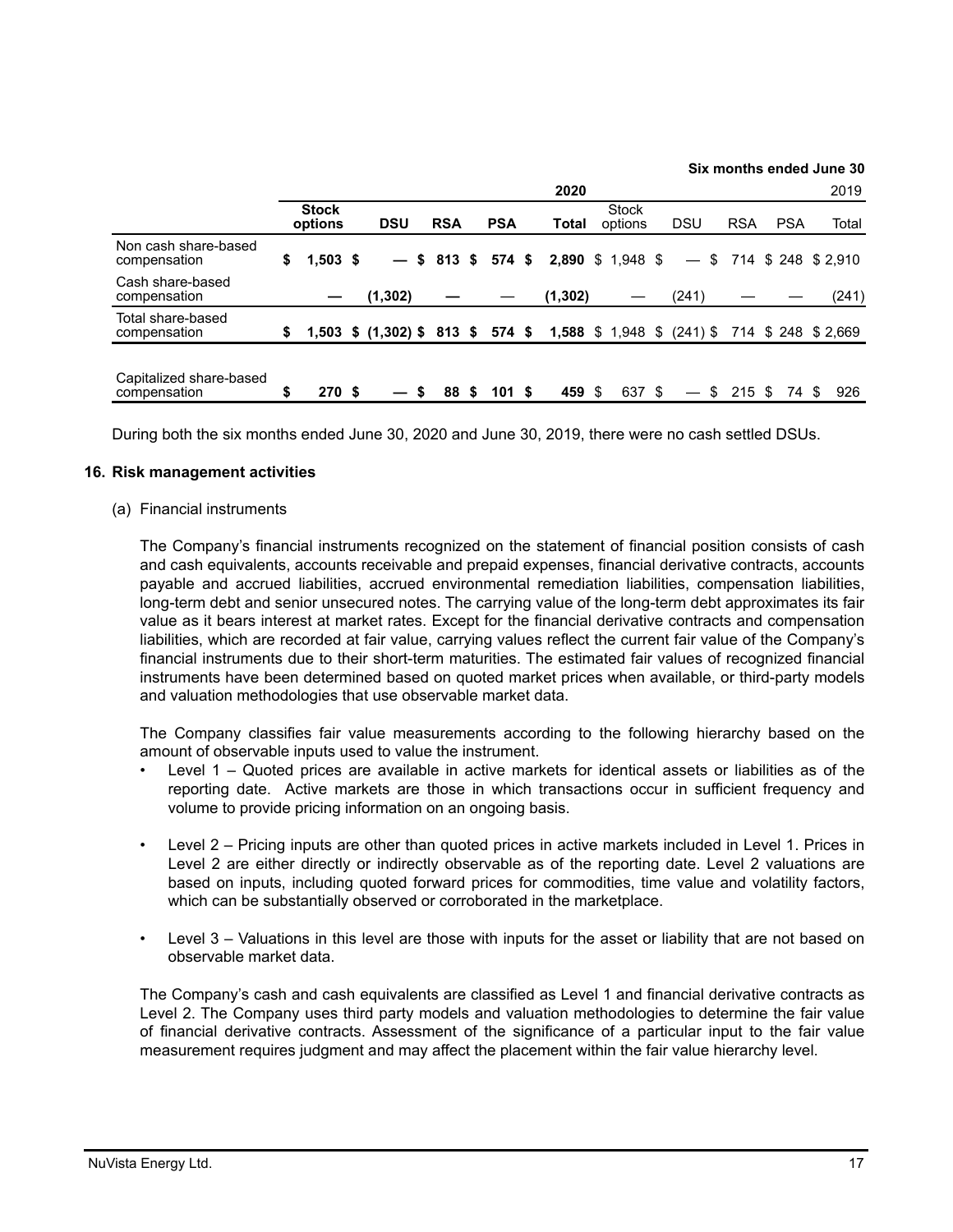| | Six months ended June 30 | | | | | | | | | |
|---|---|---|---|---|---|---|---|---|---|---|
| | 2020 | | | | | 2019 | | | | |
| | **Stock options** | **DSU** | **RSA** | **PSA** | **Total** | Stock options | DSU | RSA | PSA | Total |
| Non cash share-based compensation | **$ 1,503** | **$ —** | **$ 813** | **$ 574** | **$ 2,890** | $ 1,948 | $ — | $ 714 | $ 248 | $ 2,910 |
| Cash share-based compensation | **—** | **(1,302)** | **—** | **—** | **(1,302)** | — | (241) | — | — | (241) |
| Total share-based compensation | **$ 1,503** | **$ (1,302)** | **$ 813** | **$ 574** | **$ 1,588** | $ 1,948 | $ (241) | $ 714 | $ 248 | $ 2,669 |
| Capitalized share-based compensation | **$ 270** | **$ —** | **$ 88** | **$ 101** | **$ 459** | $ 637 | $ — | $ 215 | $ 74 | $ 926 |

During both the six months ended June 30, 2020 and June 30, 2019, there were no cash settled DSUs.

## 16. Risk management activities

(a) Financial instruments

The Company's financial instruments recognized on the statement of financial position consists of cash and cash equivalents, accounts receivable and prepaid expenses, financial derivative contracts, accounts payable and accrued liabilities, accrued environmental remediation liabilities, compensation liabilities, long-term debt and senior unsecured notes. The carrying value of the long-term debt approximates its fair value as it bears interest at market rates. Except for the financial derivative contracts and compensation liabilities, which are recorded at fair value, carrying values reflect the current fair value of the Company's financial instruments due to their short-term maturities. The estimated fair values of recognized financial instruments have been determined based on quoted market prices when available, or third-party models and valuation methodologies that use observable market data.

The Company classifies fair value measurements according to the following hierarchy based on the amount of observable inputs used to value the instrument.

- Level 1 – Quoted prices are available in active markets for identical assets or liabilities as of the reporting date. Active markets are those in which transactions occur in sufficient frequency and volume to provide pricing information on an ongoing basis.
- Level 2 – Pricing inputs are other than quoted prices in active markets included in Level 1. Prices in Level 2 are either directly or indirectly observable as of the reporting date. Level 2 valuations are based on inputs, including quoted forward prices for commodities, time value and volatility factors, which can be substantially observed or corroborated in the marketplace.
- Level 3 – Valuations in this level are those with inputs for the asset or liability that are not based on observable market data.

The Company's cash and cash equivalents are classified as Level 1 and financial derivative contracts as Level 2. The Company uses third party models and valuation methodologies to determine the fair value of financial derivative contracts. Assessment of the significance of a particular input to the fair value measurement requires judgment and may affect the placement within the fair value hierarchy level.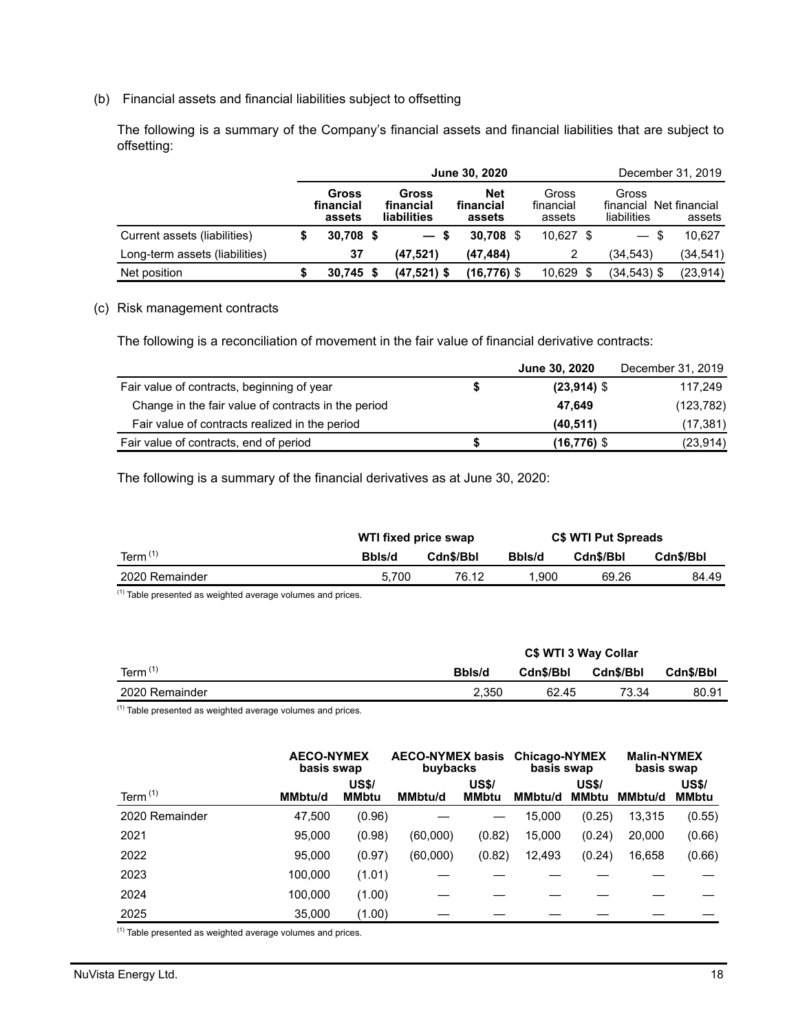(b) Financial assets and financial liabilities subject to offsetting

The following is a summary of the Company's financial assets and financial liabilities that are subject to offsetting:

| | June 30, 2020 | | | December 31, 2019 | | |
|---|---|---|---|---|---|---|
| | **Gross financial assets** | **Gross financial liabilities** | **Net financial assets** | Gross financial assets | Gross financial liabilities | Net financial assets |
| Current assets (liabilities) | **$ 30,708** | **$ —** | **$ 30,708** | $ 10,627 | $ — | $ 10,627 |
| Long-term assets (liabilities) | **37** | **(47,521)** | **(47,484)** | 2 | (34,543) | (34,541) |
| Net position | **$ 30,745** | **$ (47,521)** | **$ (16,776)** | $ 10,629 | $ (34,543) | $ (23,914) |

(c) Risk management contracts

The following is a reconciliation of movement in the fair value of financial derivative contracts:

| | June 30, 2020 | December 31, 2019 |
|---|---|---|
| Fair value of contracts, beginning of year | **$ (23,914)** | $ 117,249 |
| Change in the fair value of contracts in the period | **47,649** | (123,782) |
| Fair value of contracts realized in the period | **(40,511)** | (17,381) |
| Fair value of contracts, end of period | **$ (16,776)** | $ (23,914) |

The following is a summary of the financial derivatives as at June 30, 2020:

| | WTI fixed price swap | | C$ WTI Put Spreads | | |
|---|---|---|---|---|---|
| Term [1] | Bbls/d | Cdn$/Bbl | Bbls/d | Cdn$/Bbl | Cdn$/Bbl |
| 2020 Remainder | 5,700 | 76.12 | 1,900 | 69.26 | 84.49 |

[1] Table presented as weighted average volumes and prices.

| | C$ WTI 3 Way Collar | | | |
|---|---|---|---|---|
| Term [1] | Bbls/d | Cdn$/Bbl | Cdn$/Bbl | Cdn$/Bbl |
| 2020 Remainder | 2,350 | 62.45 | 73.34 | 80.91 |

[1] Table presented as weighted average volumes and prices.

| | AECO-NYMEX basis swap | | AECO-NYMEX basis buybacks | | Chicago-NYMEX basis swap | | Malin-NYMEX basis swap | |
|---|---|---|---|---|---|---|---|---|
| Term [1] | MMbtu/d | US$/ MMbtu | MMbtu/d | US$/ MMbtu | MMbtu/d | US$/ MMbtu | MMbtu/d | US$/ MMbtu |
| 2020 Remainder | 47,500 | (0.96) | — | — | 15,000 | (0.25) | 13,315 | (0.55) |
| 2021 | 95,000 | (0.98) | (60,000) | (0.82) | 15,000 | (0.24) | 20,000 | (0.66) |
| 2022 | 95,000 | (0.97) | (60,000) | (0.82) | 12,493 | (0.24) | 16,658 | (0.66) |
| 2023 | 100,000 | (1.01) | — | — | — | — | — | — |
| 2024 | 100,000 | (1.00) | — | — | — | — | — | — |
| 2025 | 35,000 | (1.00) | — | — | — | — | — | — |

[1] Table presented as weighted average volumes and prices.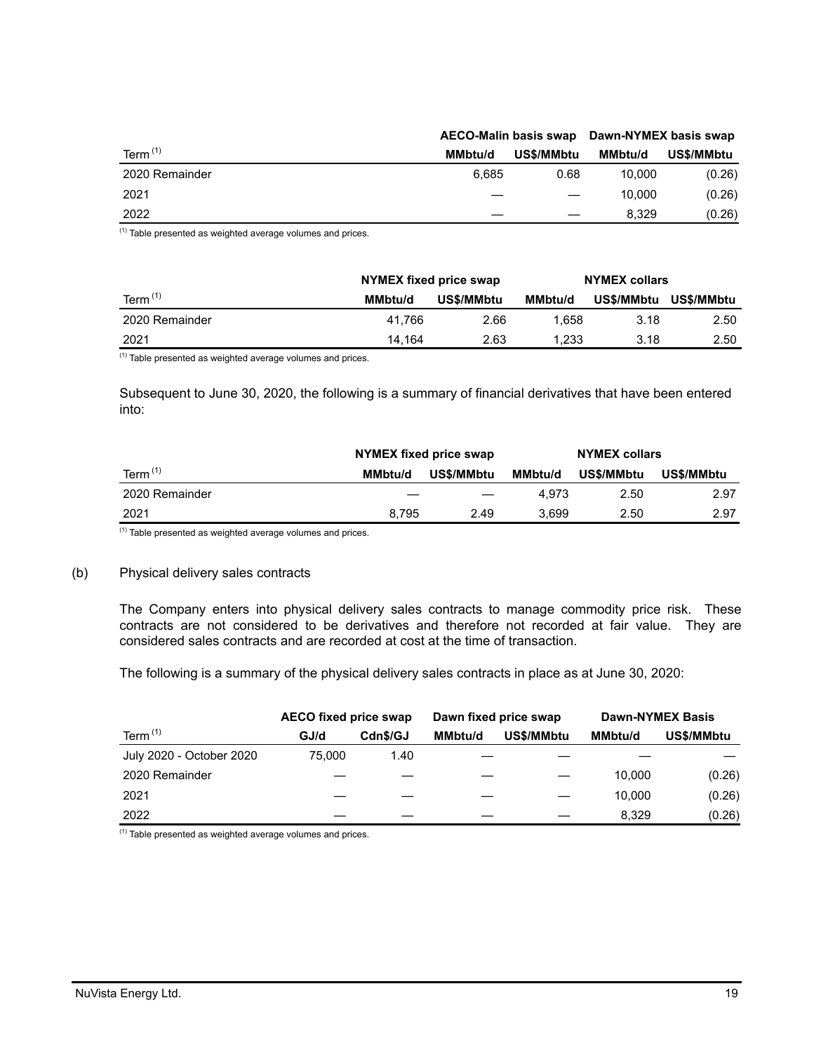| | AECO-Malin basis swap | | Dawn-NYMEX basis swap | |
|---|---|---|---|---|
| Term [(1)] | MMbtu/d | US$/MMbtu | MMbtu/d | US$/MMbtu |
| 2020 Remainder | 6,685 | 0.68 | 10,000 | (0.26) |
| 2021 | — | — | 10,000 | (0.26) |
| 2022 | — | — | 8,329 | (0.26) |

(1) Table presented as weighted average volumes and prices.

| | NYMEX fixed price swap | | NYMEX collars | | |
|---|---|---|---|---|---|
| Term [(1)] | MMbtu/d | US$/MMbtu | MMbtu/d | US$/MMbtu | US$/MMbtu |
| 2020 Remainder | 41,766 | 2.66 | 1,658 | 3.18 | 2.50 |
| 2021 | 14,164 | 2.63 | 1,233 | 3.18 | 2.50 |

(1) Table presented as weighted average volumes and prices.

Subsequent to June 30, 2020, the following is a summary of financial derivatives that have been entered into:

| | NYMEX fixed price swap | | NYMEX collars | | |
|---|---|---|---|---|---|
| Term [(1)] | MMbtu/d | US$/MMbtu | MMbtu/d | US$/MMbtu | US$/MMbtu |
| 2020 Remainder | — | — | 4,973 | 2.50 | 2.97 |
| 2021 | 8,795 | 2.49 | 3,699 | 2.50 | 2.97 |

(1) Table presented as weighted average volumes and prices.

(b) Physical delivery sales contracts

The Company enters into physical delivery sales contracts to manage commodity price risk. These contracts are not considered to be derivatives and therefore not recorded at fair value. They are considered sales contracts and are recorded at cost at the time of transaction.

The following is a summary of the physical delivery sales contracts in place as at June 30, 2020:

| | AECO fixed price swap | | Dawn fixed price swap | | Dawn-NYMEX Basis | |
|---|---|---|---|---|---|---|
| Term [(1)] | GJ/d | Cdn$/GJ | MMbtu/d | US$/MMbtu | MMbtu/d | US$/MMbtu |
| July 2020 - October 2020 | 75,000 | 1.40 | — | — | — | — |
| 2020 Remainder | — | — | — | — | 10,000 | (0.26) |
| 2021 | — | — | — | — | 10,000 | (0.26) |
| 2022 | — | — | — | — | 8,329 | (0.26) |

(1) Table presented as weighted average volumes and prices.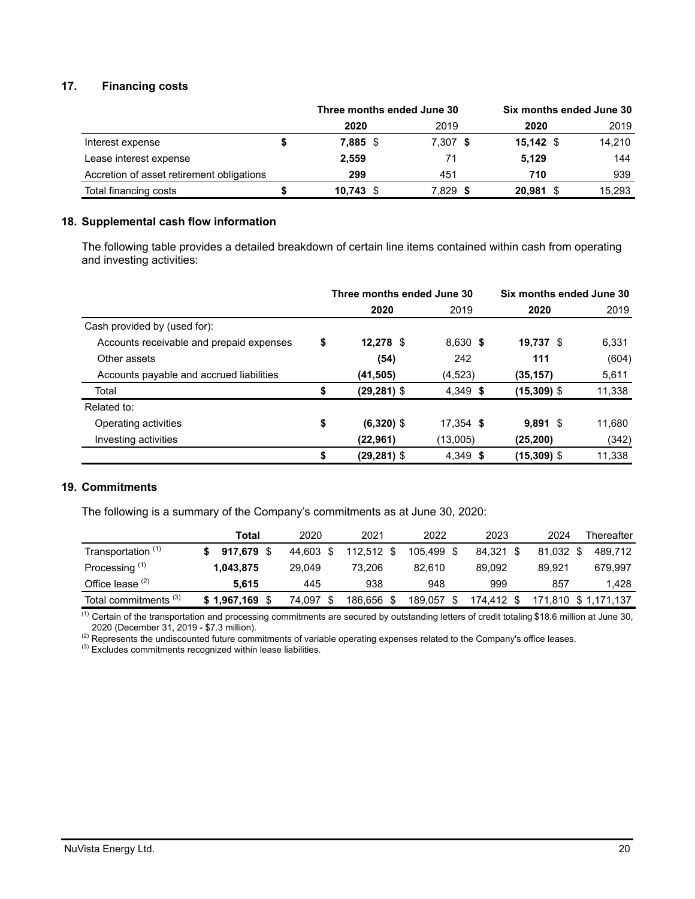## 17. Financing costs

| | Three months ended June 30 | | Six months ended June 30 | |
|---|---|---|---|---|
| | **2020** | 2019 | **2020** | 2019 |
| Interest expense | **$ 7,885** | $ 7,307 | **$ 15,142** | $ 14,210 |
| Lease interest expense | **2,559** | 71 | **5,129** | 144 |
| Accretion of asset retirement obligations | **299** | 451 | **710** | 939 |
| Total financing costs | **$ 10,743** | $ 7,829 | **$ 20,981** | $ 15,293 |

## 18. Supplemental cash flow information

The following table provides a detailed breakdown of certain line items contained within cash from operating and investing activities:

| | Three months ended June 30 | | Six months ended June 30 | |
|---|---|---|---|---|
| | **2020** | 2019 | **2020** | 2019 |
| Cash provided by (used for): | | | | |
| Accounts receivable and prepaid expenses | **$ 12,278** | $ 8,630 | **$ 19,737** | $ 6,331 |
| Other assets | **(54)** | 242 | **111** | (604) |
| Accounts payable and accrued liabilities | **(41,505)** | (4,523) | **(35,157)** | 5,611 |
| Total | **$ (29,281)** | $ 4,349 | **$ (15,309)** | $ 11,338 |
| Related to: | | | | |
| Operating activities | **$ (6,320)** | $ 17,354 | **$ 9,891** | $ 11,680 |
| Investing activities | **(22,961)** | (13,005) | **(25,200)** | (342) |
| | **$ (29,281)** | $ 4,349 | **$ (15,309)** | $ 11,338 |

## 19. Commitments

The following is a summary of the Company's commitments as at June 30, 2020:

| | Total | 2020 | 2021 | 2022 | 2023 | 2024 | Thereafter |
|---|---|---|---|---|---|---|---|
| Transportation [1] | **$ 917,679** | $ 44,603 | $ 112,512 | $ 105,499 | $ 84,321 | $ 81,032 | $ 489,712 |
| Processing [1] | **1,043,875** | 29,049 | 73,206 | 82,610 | 89,092 | 89,921 | 679,997 |
| Office lease [2] | **5,615** | 445 | 938 | 948 | 999 | 857 | 1,428 |
| Total commitments [3] | **$ 1,967,169** | $ 74,097 | $ 186,656 | $ 189,057 | $ 174,412 | $ 171,810 | $ 1,171,137 |

[1] Certain of the transportation and processing commitments are secured by outstanding letters of credit totaling $18.6 million at June 30, 2020 (December 31, 2019 - $7.3 million).

[2] Represents the undiscounted future commitments of variable operating expenses related to the Company's office leases.

[3] Excludes commitments recognized within lease liabilities.